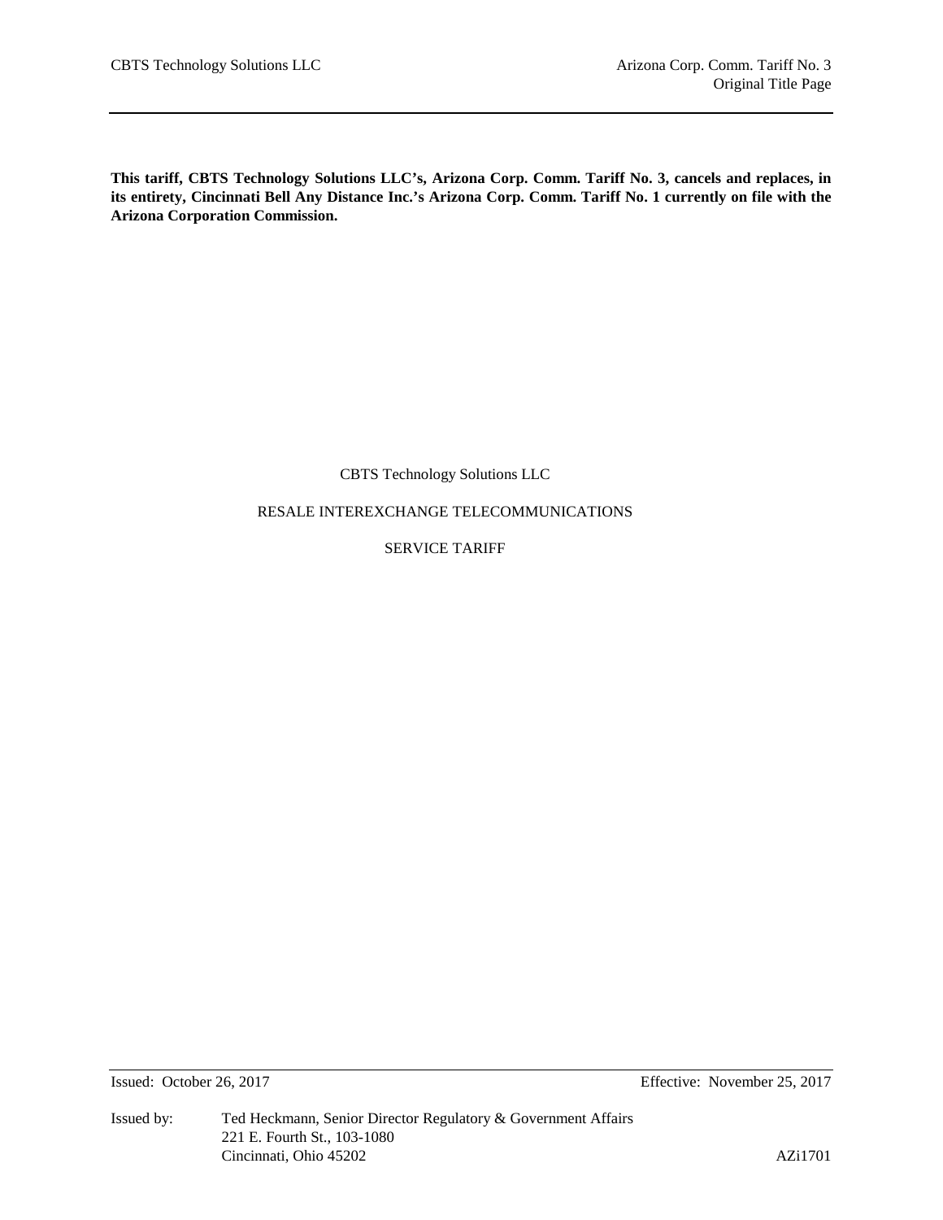**This tariff, CBTS Technology Solutions LLC's, Arizona Corp. Comm. Tariff No. 3, cancels and replaces, in its entirety, Cincinnati Bell Any Distance Inc.'s Arizona Corp. Comm. Tariff No. 1 currently on file with the Arizona Corporation Commission.**

CBTS Technology Solutions LLC

RESALE INTEREXCHANGE TELECOMMUNICATIONS

SERVICE TARIFF

Issued: October 26, 2017

Effective: November 25, 2017

Issued by: Ted Heckmann, Senior Director Regulatory & Government Affairs
221 E. Fourth St., 103-1080
Cincinnati, Ohio 45202

AZi1701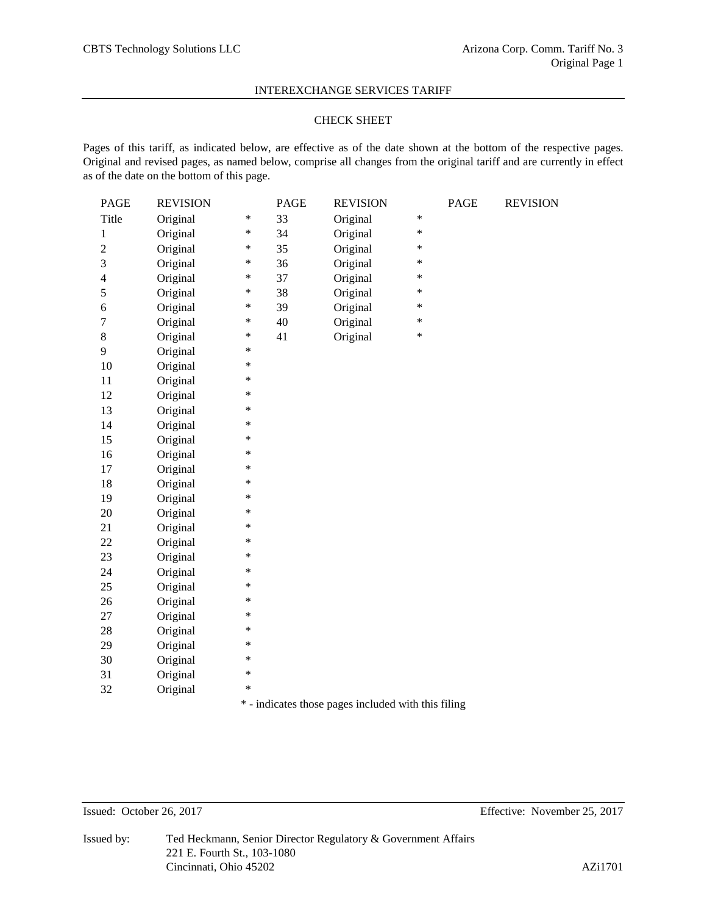INTEREXCHANGE SERVICES TARIFF

## CHECK SHEET

Pages of this tariff, as indicated below, are effective as of the date shown at the bottom of the respective pages. Original and revised pages, as named below, comprise all changes from the original tariff and are currently in effect as of the date on the bottom of this page.

| PAGE | REVISION | | PAGE | REVISION | | PAGE | REVISION |
|---|---|---|---|---|---|---|---|
| Title | Original | * | 33 | Original | * | | |
| 1 | Original | * | 34 | Original | * | | |
| 2 | Original | * | 35 | Original | * | | |
| 3 | Original | * | 36 | Original | * | | |
| 4 | Original | * | 37 | Original | * | | |
| 5 | Original | * | 38 | Original | * | | |
| 6 | Original | * | 39 | Original | * | | |
| 7 | Original | * | 40 | Original | * | | |
| 8 | Original | * | 41 | Original | * | | |
| 9 | Original | * | | | | | |
| 10 | Original | * | | | | | |
| 11 | Original | * | | | | | |
| 12 | Original | * | | | | | |
| 13 | Original | * | | | | | |
| 14 | Original | * | | | | | |
| 15 | Original | * | | | | | |
| 16 | Original | * | | | | | |
| 17 | Original | * | | | | | |
| 18 | Original | * | | | | | |
| 19 | Original | * | | | | | |
| 20 | Original | * | | | | | |
| 21 | Original | * | | | | | |
| 22 | Original | * | | | | | |
| 23 | Original | * | | | | | |
| 24 | Original | * | | | | | |
| 25 | Original | * | | | | | |
| 26 | Original | * | | | | | |
| 27 | Original | * | | | | | |
| 28 | Original | * | | | | | |
| 29 | Original | * | | | | | |
| 30 | Original | * | | | | | |
| 31 | Original | * | | | | | |
| 32 | Original | * | | | | | |

* - indicates those pages included with this filing

Issued: October 26, 2017 Effective: November 25, 2017

Issued by: Ted Heckmann, Senior Director Regulatory & Government Affairs
221 E. Fourth St., 103-1080
Cincinnati, Ohio 45202

AZi1701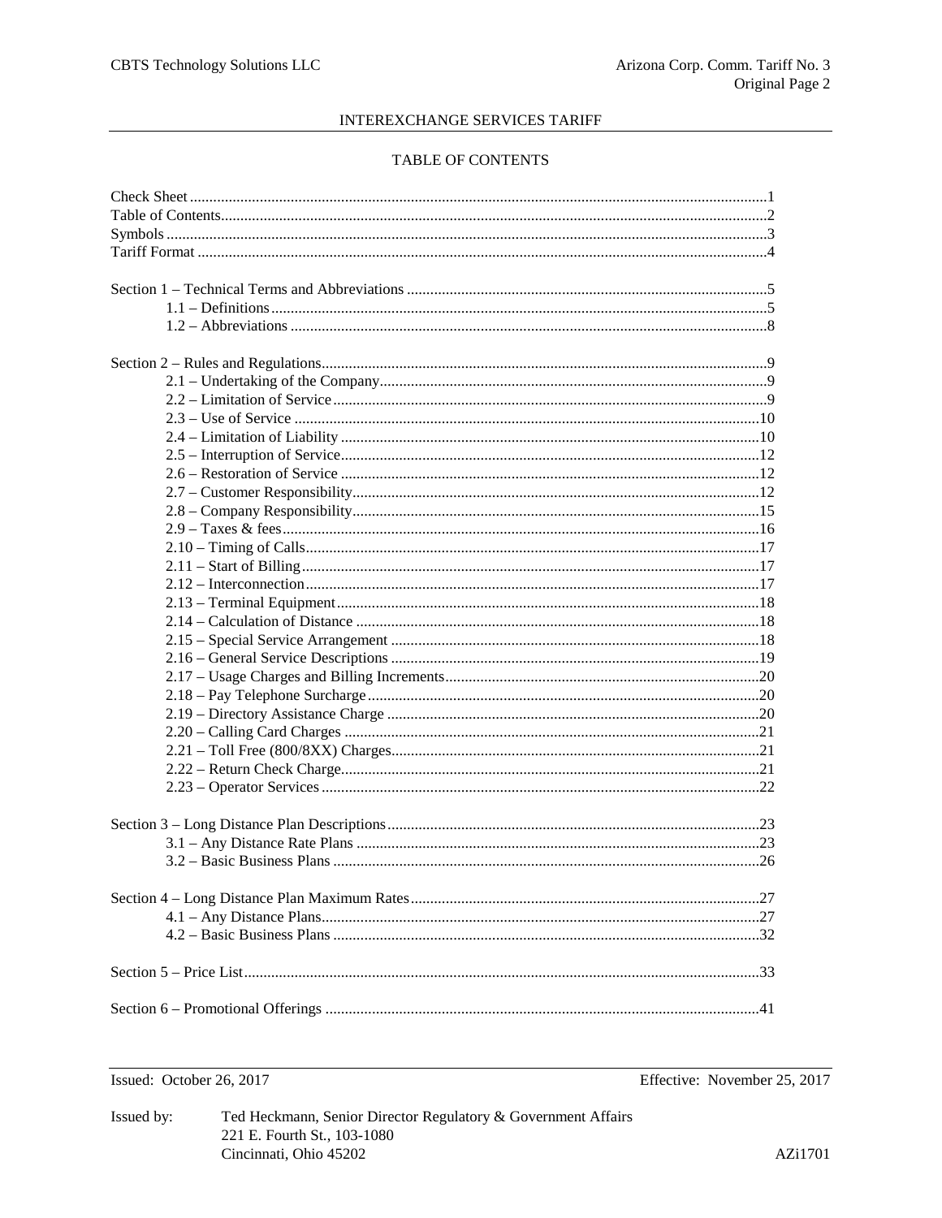# INTERREXCHANGE SERVICES TARIFF

## TABLE OF CONTENTS

Check Sheet .......... 1
Table of Contents .......... 2
Symbols .......... 3
Tariff Format .......... 4

Section 1 – Technical Terms and Abbreviations .......... 5
- 1.1 – Definitions .......... 5
- 1.2 – Abbreviations .......... 8

Section 2 – Rules and Regulations .......... 9
- 2.1 – Undertaking of the Company .......... 9
- 2.2 – Limitation of Service .......... 9
- 2.3 – Use of Service .......... 10
- 2.4 – Limitation of Liability .......... 10
- 2.5 – Interruption of Service .......... 12
- 2.6 – Restoration of Service .......... 12
- 2.7 – Customer Responsibility .......... 12
- 2.8 – Company Responsibility .......... 15
- 2.9 – Taxes & fees .......... 16
- 2.10 – Timing of Calls .......... 17
- 2.11 – Start of Billing .......... 17
- 2.12 – Interconnection .......... 17
- 2.13 – Terminal Equipment .......... 18
- 2.14 – Calculation of Distance .......... 18
- 2.15 – Special Service Arrangement .......... 18
- 2.16 – General Service Descriptions .......... 19
- 2.17 – Usage Charges and Billing Increments .......... 20
- 2.18 – Pay Telephone Surcharge .......... 20
- 2.19 – Directory Assistance Charge .......... 20
- 2.20 – Calling Card Charges .......... 21
- 2.21 – Toll Free (800/8XX) Charges .......... 21
- 2.22 – Return Check Charge .......... 21
- 2.23 – Operator Services .......... 22

Section 3 – Long Distance Plan Descriptions .......... 23
- 3.1 – Any Distance Rate Plans .......... 23
- 3.2 – Basic Business Plans .......... 26

Section 4 – Long Distance Plan Maximum Rates .......... 27
- 4.1 – Any Distance Plans .......... 27
- 4.2 – Basic Business Plans .......... 32

Section 5 – Price List .......... 33

Section 6 – Promotional Offerings .......... 41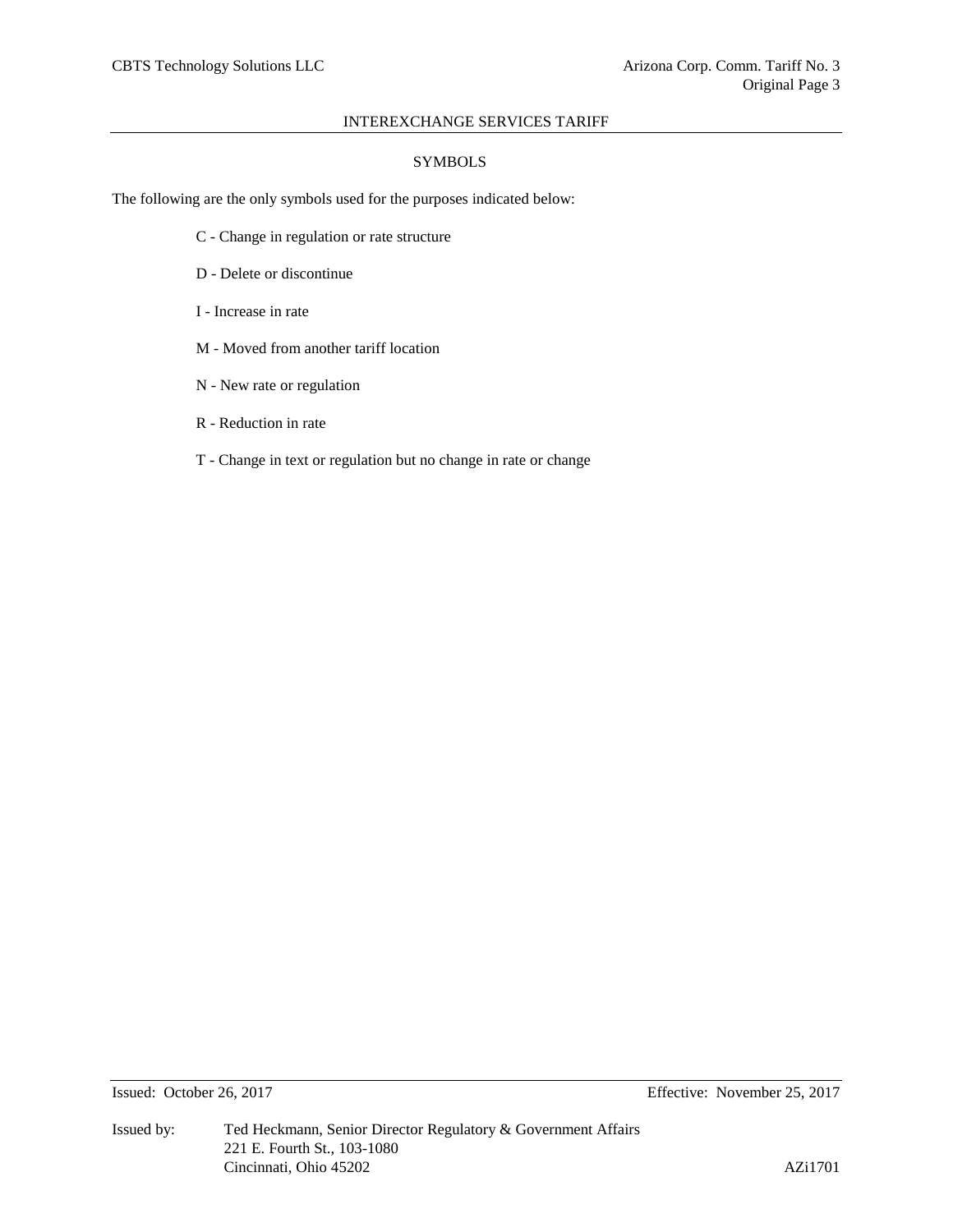# SYMBOLS

The following are the only symbols used for the purposes indicated below:

- C - Change in regulation or rate structure
- D - Delete or discontinue
- I - Increase in rate
- M - Moved from another tariff location
- N - New rate or regulation
- R - Reduction in rate
- T - Change in text or regulation but no change in rate or change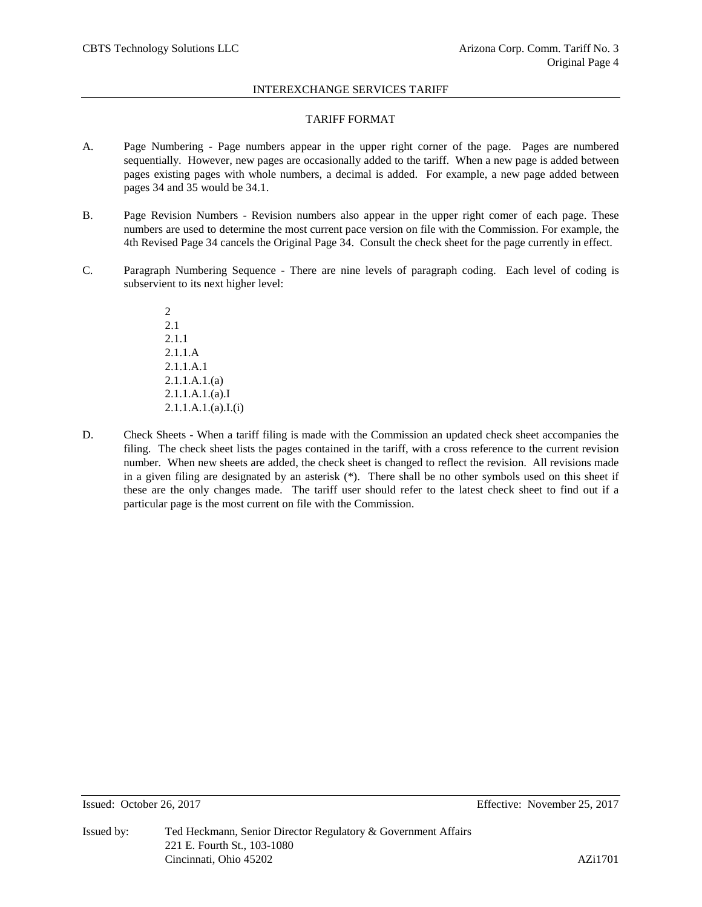## TARIFF FORMAT

A. Page Numbering - Page numbers appear in the upper right corner of the page. Pages are numbered sequentially. However, new pages are occasionally added to the tariff. When a new page is added between pages existing pages with whole numbers, a decimal is added. For example, a new page added between pages 34 and 35 would be 34.1.

B. Page Revision Numbers - Revision numbers also appear in the upper right comer of each page. These numbers are used to determine the most current pace version on file with the Commission. For example, the 4th Revised Page 34 cancels the Original Page 34. Consult the check sheet for the page currently in effect.

C. Paragraph Numbering Sequence - There are nine levels of paragraph coding. Each level of coding is subservient to its next higher level:

  2
  2.1
  2.1.1
  2.1.1.A
  2.1.1.A.1
  2.1.1.A.1.(a)
  2.1.1.A.1.(a).I
  2.1.1.A.1.(a).I.(i)

D. Check Sheets - When a tariff filing is made with the Commission an updated check sheet accompanies the filing. The check sheet lists the pages contained in the tariff, with a cross reference to the current revision number. When new sheets are added, the check sheet is changed to reflect the revision. All revisions made in a given filing are designated by an asterisk (*). There shall be no other symbols used on this sheet if these are the only changes made. The tariff user should refer to the latest check sheet to find out if a particular page is the most current on file with the Commission.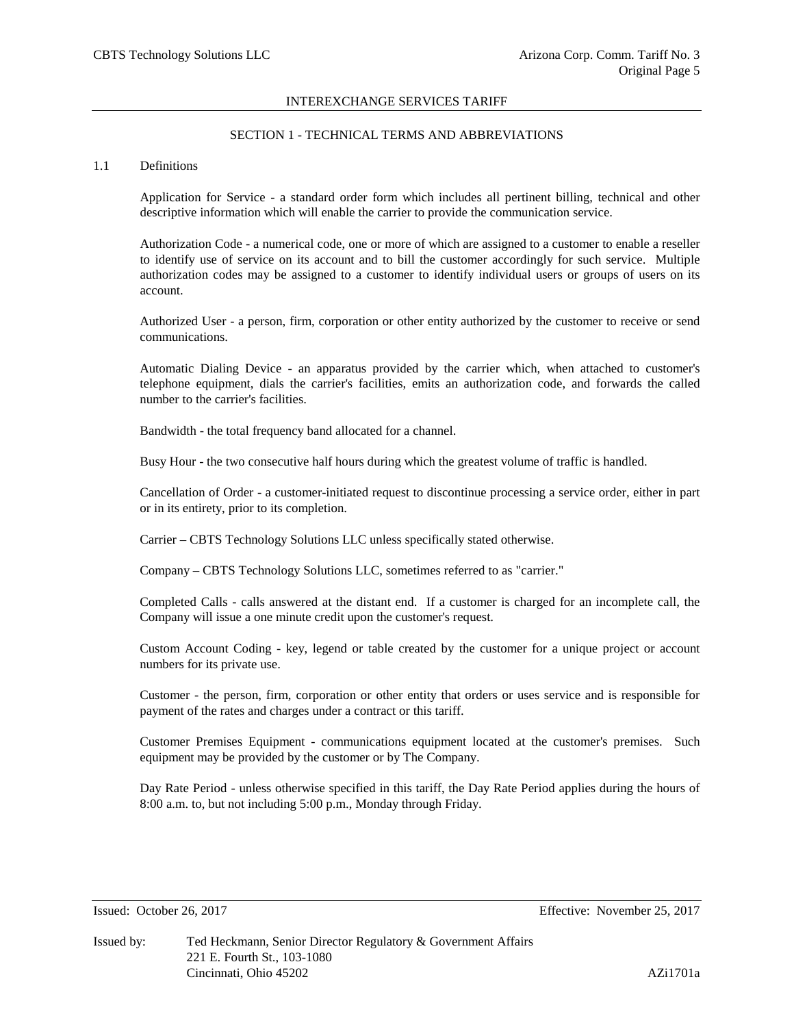INTEREXCHANGE SERVICES TARIFF

## SECTION 1 - TECHNICAL TERMS AND ABBREVIATIONS

### 1.1 Definitions

Application for Service - a standard order form which includes all pertinent billing, technical and other descriptive information which will enable the carrier to provide the communication service.

Authorization Code - a numerical code, one or more of which are assigned to a customer to enable a reseller to identify use of service on its account and to bill the customer accordingly for such service. Multiple authorization codes may be assigned to a customer to identify individual users or groups of users on its account.

Authorized User - a person, firm, corporation or other entity authorized by the customer to receive or send communications.

Automatic Dialing Device - an apparatus provided by the carrier which, when attached to customer's telephone equipment, dials the carrier's facilities, emits an authorization code, and forwards the called number to the carrier's facilities.

Bandwidth - the total frequency band allocated for a channel.

Busy Hour - the two consecutive half hours during which the greatest volume of traffic is handled.

Cancellation of Order - a customer-initiated request to discontinue processing a service order, either in part or in its entirety, prior to its completion.

Carrier – CBTS Technology Solutions LLC unless specifically stated otherwise.

Company – CBTS Technology Solutions LLC, sometimes referred to as "carrier."

Completed Calls - calls answered at the distant end. If a customer is charged for an incomplete call, the Company will issue a one minute credit upon the customer's request.

Custom Account Coding - key, legend or table created by the customer for a unique project or account numbers for its private use.

Customer - the person, firm, corporation or other entity that orders or uses service and is responsible for payment of the rates and charges under a contract or this tariff.

Customer Premises Equipment - communications equipment located at the customer's premises. Such equipment may be provided by the customer or by The Company.

Day Rate Period - unless otherwise specified in this tariff, the Day Rate Period applies during the hours of 8:00 a.m. to, but not including 5:00 p.m., Monday through Friday.

Issued: October 26, 2017 Effective: November 25, 2017

Issued by: Ted Heckmann, Senior Director Regulatory & Government Affairs
221 E. Fourth St., 103-1080
Cincinnati, Ohio 45202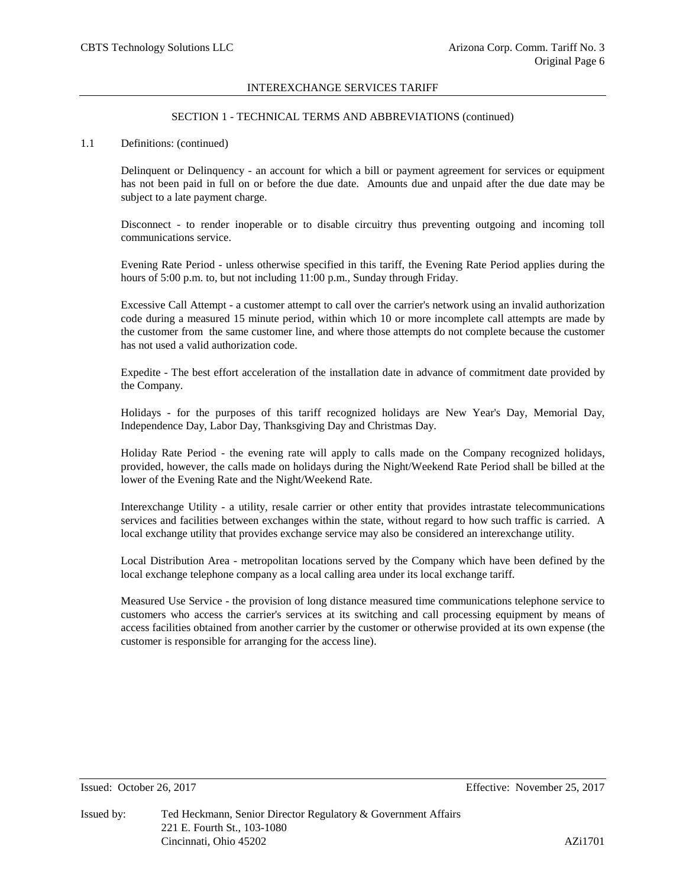## SECTION 1 - TECHNICAL TERMS AND ABBREVIATIONS (continued)

1.1 Definitions: (continued)

Delinquent or Delinquency - an account for which a bill or payment agreement for services or equipment has not been paid in full on or before the due date. Amounts due and unpaid after the due date may be subject to a late payment charge.

Disconnect - to render inoperable or to disable circuitry thus preventing outgoing and incoming toll communications service.

Evening Rate Period - unless otherwise specified in this tariff, the Evening Rate Period applies during the hours of 5:00 p.m. to, but not including 11:00 p.m., Sunday through Friday.

Excessive Call Attempt - a customer attempt to call over the carrier's network using an invalid authorization code during a measured 15 minute period, within which 10 or more incomplete call attempts are made by the customer from the same customer line, and where those attempts do not complete because the customer has not used a valid authorization code.

Expedite - The best effort acceleration of the installation date in advance of commitment date provided by the Company.

Holidays - for the purposes of this tariff recognized holidays are New Year's Day, Memorial Day, Independence Day, Labor Day, Thanksgiving Day and Christmas Day.

Holiday Rate Period - the evening rate will apply to calls made on the Company recognized holidays, provided, however, the calls made on holidays during the Night/Weekend Rate Period shall be billed at the lower of the Evening Rate and the Night/Weekend Rate.

Interexchange Utility - a utility, resale carrier or other entity that provides intrastate telecommunications services and facilities between exchanges within the state, without regard to how such traffic is carried. A local exchange utility that provides exchange service may also be considered an interexchange utility.

Local Distribution Area - metropolitan locations served by the Company which have been defined by the local exchange telephone company as a local calling area under its local exchange tariff.

Measured Use Service - the provision of long distance measured time communications telephone service to customers who access the carrier's services at its switching and call processing equipment by means of access facilities obtained from another carrier by the customer or otherwise provided at its own expense (the customer is responsible for arranging for the access line).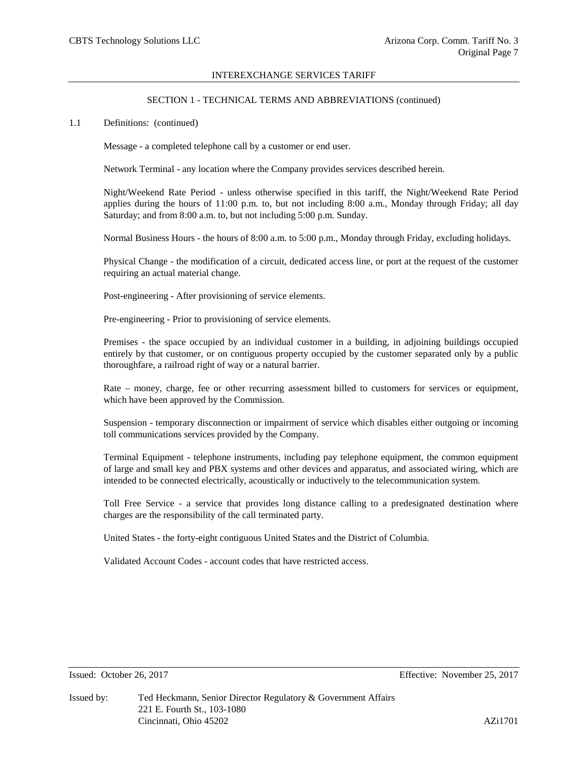## SECTION 1 - TECHNICAL TERMS AND ABBREVIATIONS (continued)

1.1 Definitions: (continued)

Message - a completed telephone call by a customer or end user.

Network Terminal - any location where the Company provides services described herein.

Night/Weekend Rate Period - unless otherwise specified in this tariff, the Night/Weekend Rate Period applies during the hours of 11:00 p.m. to, but not including 8:00 a.m., Monday through Friday; all day Saturday; and from 8:00 a.m. to, but not including 5:00 p.m. Sunday.

Normal Business Hours - the hours of 8:00 a.m. to 5:00 p.m., Monday through Friday, excluding holidays.

Physical Change - the modification of a circuit, dedicated access line, or port at the request of the customer requiring an actual material change.

Post-engineering - After provisioning of service elements.

Pre-engineering - Prior to provisioning of service elements.

Premises - the space occupied by an individual customer in a building, in adjoining buildings occupied entirely by that customer, or on contiguous property occupied by the customer separated only by a public thoroughfare, a railroad right of way or a natural barrier.

Rate – money, charge, fee or other recurring assessment billed to customers for services or equipment, which have been approved by the Commission.

Suspension - temporary disconnection or impairment of service which disables either outgoing or incoming toll communications services provided by the Company.

Terminal Equipment - telephone instruments, including pay telephone equipment, the common equipment of large and small key and PBX systems and other devices and apparatus, and associated wiring, which are intended to be connected electrically, acoustically or inductively to the telecommunication system.

Toll Free Service - a service that provides long distance calling to a predesignated destination where charges are the responsibility of the call terminated party.

United States - the forty-eight contiguous United States and the District of Columbia.

Validated Account Codes - account codes that have restricted access.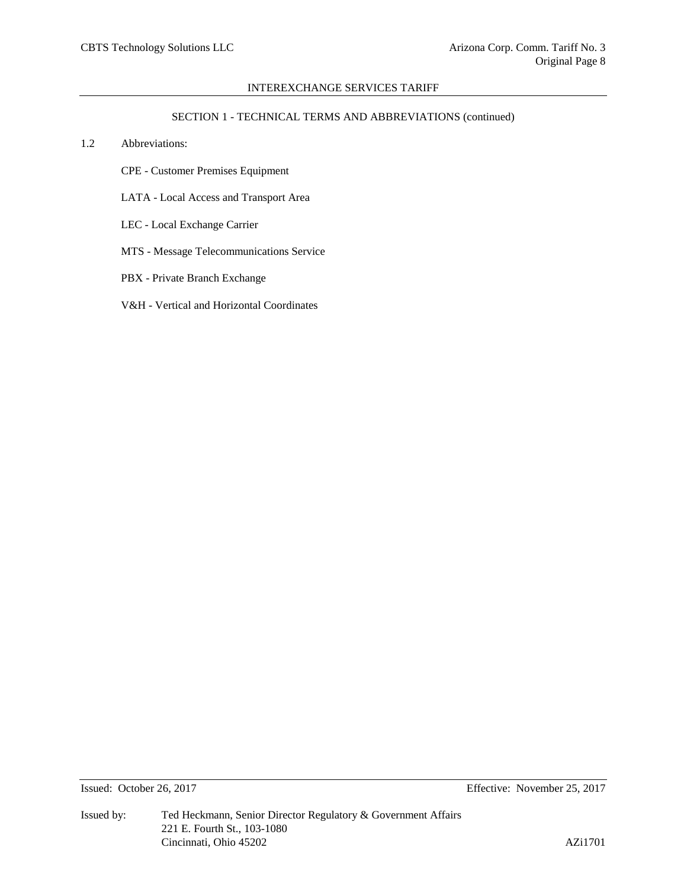## SECTION 1 - TECHNICAL TERMS AND ABBREVIATIONS (continued)

1.2 Abbreviations:

CPE - Customer Premises Equipment

LATA - Local Access and Transport Area

LEC - Local Exchange Carrier

MTS - Message Telecommunications Service

PBX - Private Branch Exchange

V&H - Vertical and Horizontal Coordinates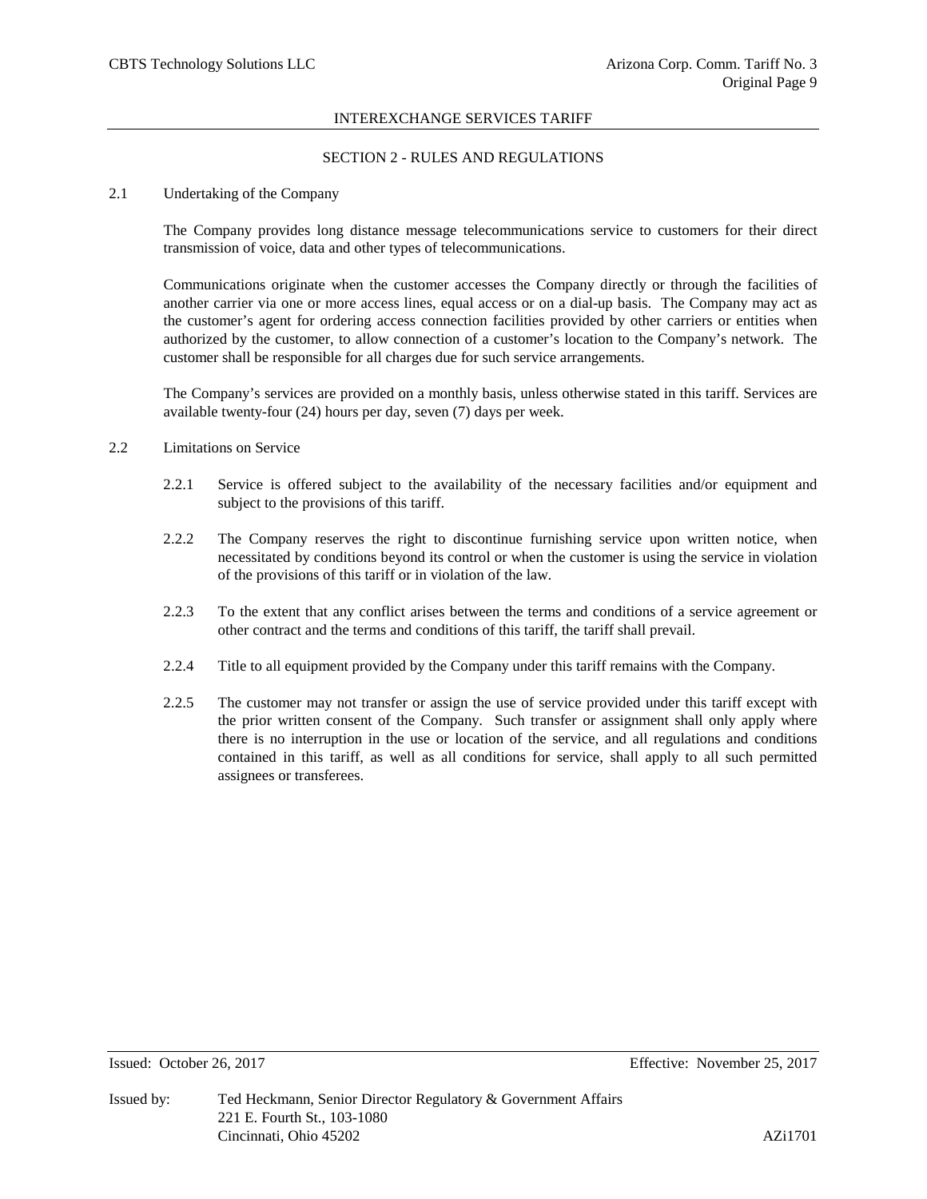INTEREXCHANGE SERVICES TARIFF

## SECTION 2 - RULES AND REGULATIONS

### 2.1 Undertaking of the Company

The Company provides long distance message telecommunications service to customers for their direct transmission of voice, data and other types of telecommunications.

Communications originate when the customer accesses the Company directly or through the facilities of another carrier via one or more access lines, equal access or on a dial-up basis. The Company may act as the customer's agent for ordering access connection facilities provided by other carriers or entities when authorized by the customer, to allow connection of a customer's location to the Company's network. The customer shall be responsible for all charges due for such service arrangements.

The Company's services are provided on a monthly basis, unless otherwise stated in this tariff. Services are available twenty-four (24) hours per day, seven (7) days per week.

### 2.2 Limitations on Service

2.2.1 Service is offered subject to the availability of the necessary facilities and/or equipment and subject to the provisions of this tariff.

2.2.2 The Company reserves the right to discontinue furnishing service upon written notice, when necessitated by conditions beyond its control or when the customer is using the service in violation of the provisions of this tariff or in violation of the law.

2.2.3 To the extent that any conflict arises between the terms and conditions of a service agreement or other contract and the terms and conditions of this tariff, the tariff shall prevail.

2.2.4 Title to all equipment provided by the Company under this tariff remains with the Company.

2.2.5 The customer may not transfer or assign the use of service provided under this tariff except with the prior written consent of the Company. Such transfer or assignment shall only apply where there is no interruption in the use or location of the service, and all regulations and conditions contained in this tariff, as well as all conditions for service, shall apply to all such permitted assignees or transferees.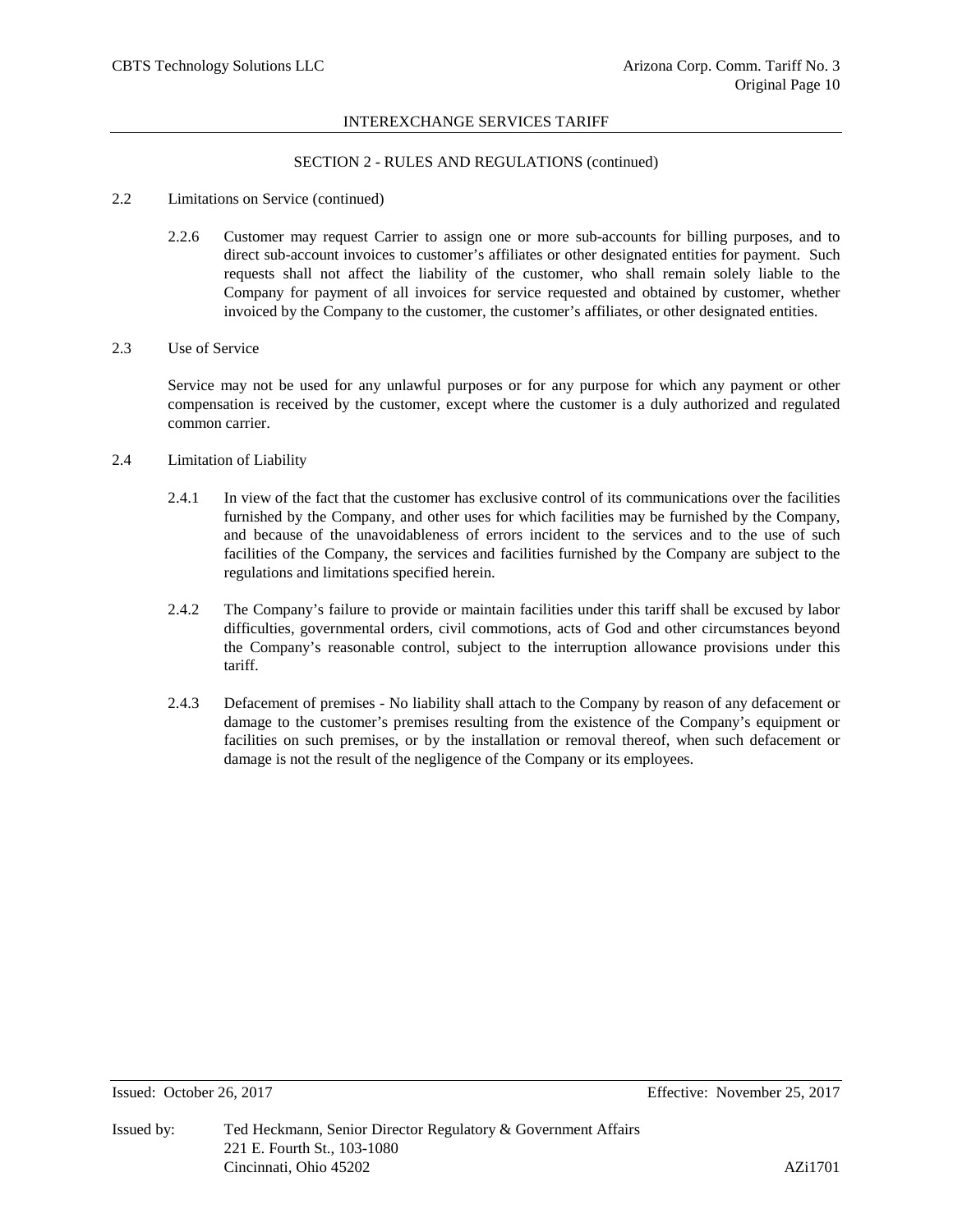## SECTION 2 - RULES AND REGULATIONS (continued)

2.2 Limitations on Service (continued)

2.2.6 Customer may request Carrier to assign one or more sub-accounts for billing purposes, and to direct sub-account invoices to customer's affiliates or other designated entities for payment. Such requests shall not affect the liability of the customer, who shall remain solely liable to the Company for payment of all invoices for service requested and obtained by customer, whether invoiced by the Company to the customer, the customer's affiliates, or other designated entities.

2.3 Use of Service

Service may not be used for any unlawful purposes or for any purpose for which any payment or other compensation is received by the customer, except where the customer is a duly authorized and regulated common carrier.

2.4 Limitation of Liability

2.4.1 In view of the fact that the customer has exclusive control of its communications over the facilities furnished by the Company, and other uses for which facilities may be furnished by the Company, and because of the unavoidableness of errors incident to the services and to the use of such facilities of the Company, the services and facilities furnished by the Company are subject to the regulations and limitations specified herein.

2.4.2 The Company's failure to provide or maintain facilities under this tariff shall be excused by labor difficulties, governmental orders, civil commotions, acts of God and other circumstances beyond the Company's reasonable control, subject to the interruption allowance provisions under this tariff.

2.4.3 Defacement of premises - No liability shall attach to the Company by reason of any defacement or damage to the customer's premises resulting from the existence of the Company's equipment or facilities on such premises, or by the installation or removal thereof, when such defacement or damage is not the result of the negligence of the Company or its employees.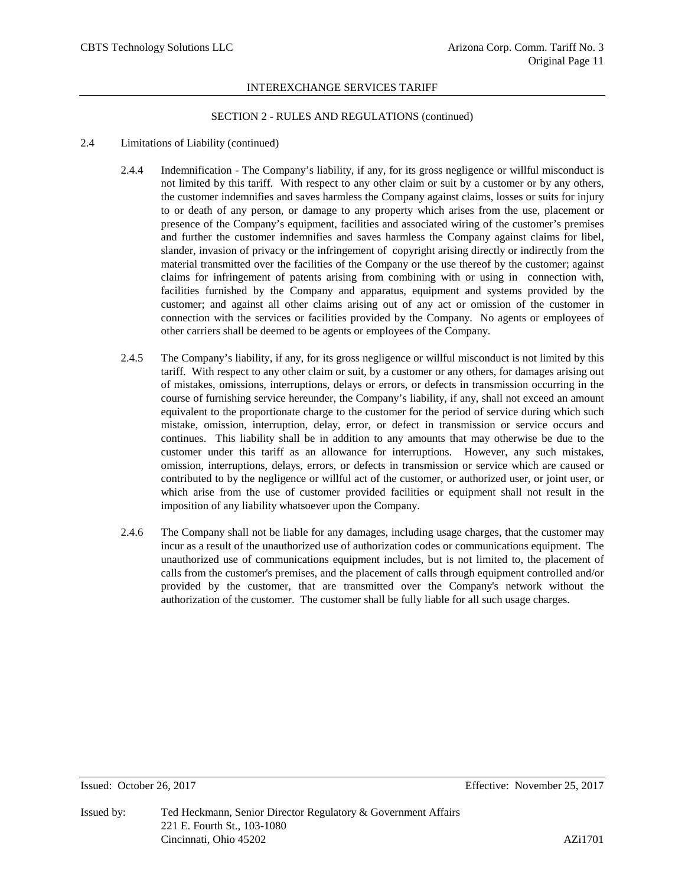## SECTION 2 - RULES AND REGULATIONS (continued)

2.4 Limitations of Liability (continued)

2.4.4 Indemnification - The Company's liability, if any, for its gross negligence or willful misconduct is not limited by this tariff. With respect to any other claim or suit by a customer or by any others, the customer indemnifies and saves harmless the Company against claims, losses or suits for injury to or death of any person, or damage to any property which arises from the use, placement or presence of the Company's equipment, facilities and associated wiring of the customer's premises and further the customer indemnifies and saves harmless the Company against claims for libel, slander, invasion of privacy or the infringement of copyright arising directly or indirectly from the material transmitted over the facilities of the Company or the use thereof by the customer; against claims for infringement of patents arising from combining with or using in connection with, facilities furnished by the Company and apparatus, equipment and systems provided by the customer; and against all other claims arising out of any act or omission of the customer in connection with the services or facilities provided by the Company. No agents or employees of other carriers shall be deemed to be agents or employees of the Company.

2.4.5 The Company's liability, if any, for its gross negligence or willful misconduct is not limited by this tariff. With respect to any other claim or suit, by a customer or any others, for damages arising out of mistakes, omissions, interruptions, delays or errors, or defects in transmission occurring in the course of furnishing service hereunder, the Company's liability, if any, shall not exceed an amount equivalent to the proportionate charge to the customer for the period of service during which such mistake, omission, interruption, delay, error, or defect in transmission or service occurs and continues. This liability shall be in addition to any amounts that may otherwise be due to the customer under this tariff as an allowance for interruptions. However, any such mistakes, omission, interruptions, delays, errors, or defects in transmission or service which are caused or contributed to by the negligence or willful act of the customer, or authorized user, or joint user, or which arise from the use of customer provided facilities or equipment shall not result in the imposition of any liability whatsoever upon the Company.

2.4.6 The Company shall not be liable for any damages, including usage charges, that the customer may incur as a result of the unauthorized use of authorization codes or communications equipment. The unauthorized use of communications equipment includes, but is not limited to, the placement of calls from the customer's premises, and the placement of calls through equipment controlled and/or provided by the customer, that are transmitted over the Company's network without the authorization of the customer. The customer shall be fully liable for all such usage charges.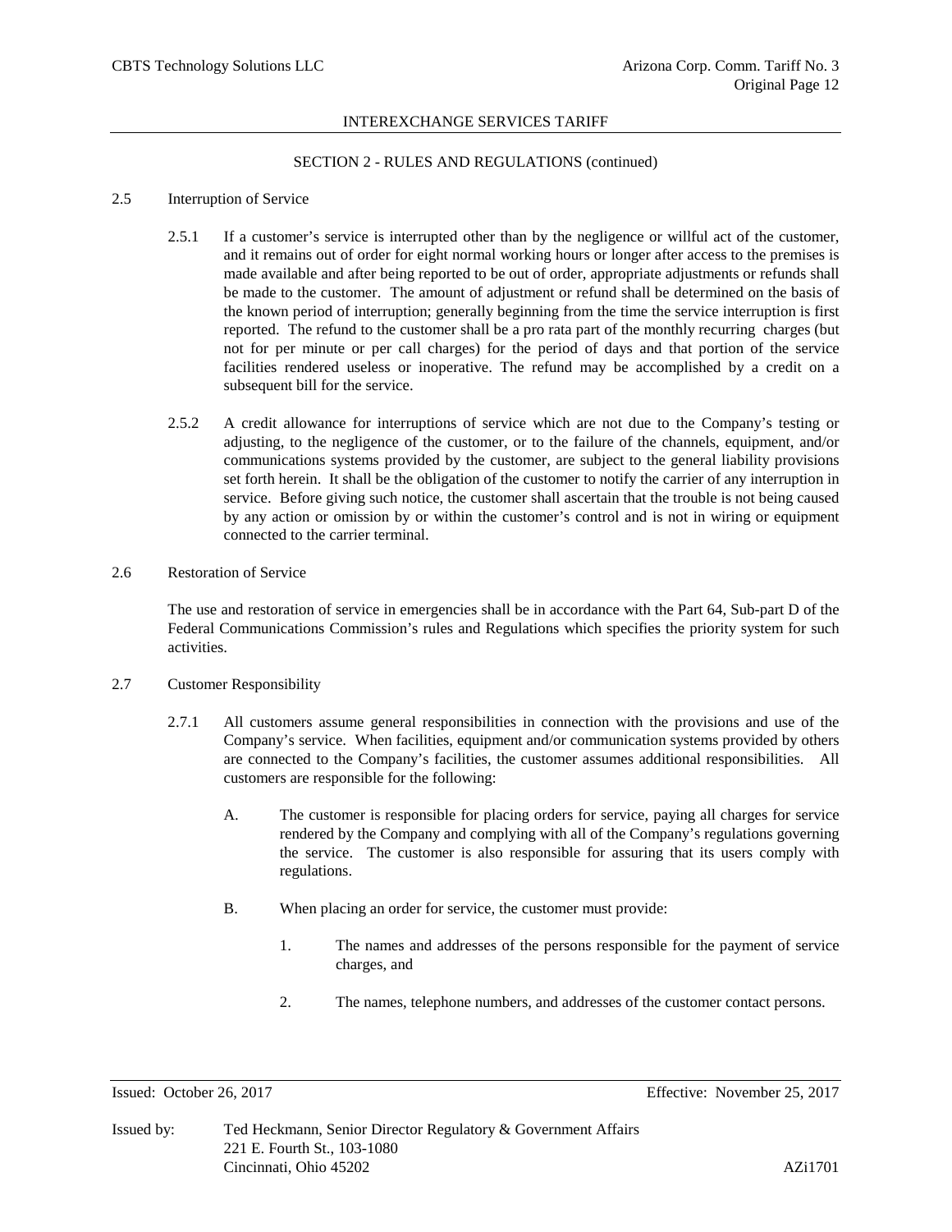## SECTION 2 - RULES AND REGULATIONS (continued)

### 2.5 Interruption of Service

2.5.1 If a customer's service is interrupted other than by the negligence or willful act of the customer, and it remains out of order for eight normal working hours or longer after access to the premises is made available and after being reported to be out of order, appropriate adjustments or refunds shall be made to the customer. The amount of adjustment or refund shall be determined on the basis of the known period of interruption; generally beginning from the time the service interruption is first reported. The refund to the customer shall be a pro rata part of the monthly recurring charges (but not for per minute or per call charges) for the period of days and that portion of the service facilities rendered useless or inoperative. The refund may be accomplished by a credit on a subsequent bill for the service.

2.5.2 A credit allowance for interruptions of service which are not due to the Company's testing or adjusting, to the negligence of the customer, or to the failure of the channels, equipment, and/or communications systems provided by the customer, are subject to the general liability provisions set forth herein. It shall be the obligation of the customer to notify the carrier of any interruption in service. Before giving such notice, the customer shall ascertain that the trouble is not being caused by any action or omission by or within the customer's control and is not in wiring or equipment connected to the carrier terminal.

### 2.6 Restoration of Service

The use and restoration of service in emergencies shall be in accordance with the Part 64, Sub-part D of the Federal Communications Commission's rules and Regulations which specifies the priority system for such activities.

### 2.7 Customer Responsibility

2.7.1 All customers assume general responsibilities in connection with the provisions and use of the Company's service. When facilities, equipment and/or communication systems provided by others are connected to the Company's facilities, the customer assumes additional responsibilities. All customers are responsible for the following:

A. The customer is responsible for placing orders for service, paying all charges for service rendered by the Company and complying with all of the Company's regulations governing the service. The customer is also responsible for assuring that its users comply with regulations.

B. When placing an order for service, the customer must provide:

1. The names and addresses of the persons responsible for the payment of service charges, and

2. The names, telephone numbers, and addresses of the customer contact persons.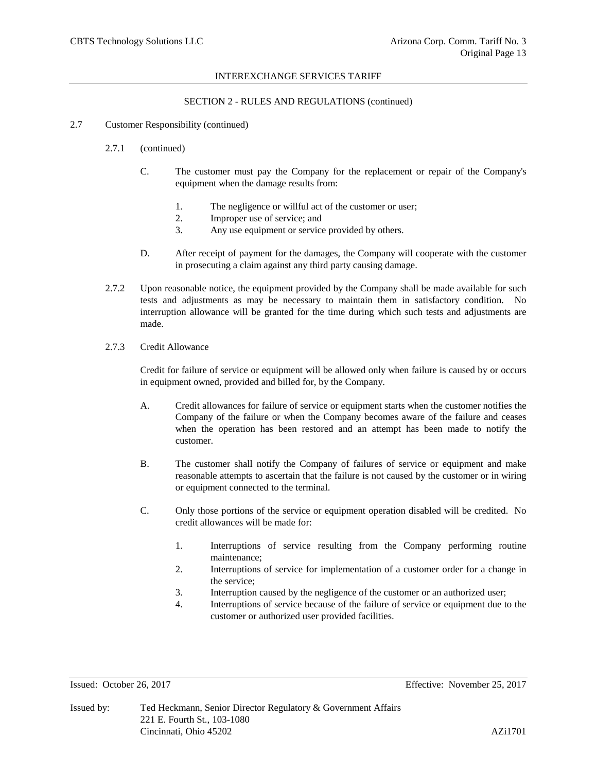SECTION 2 - RULES AND REGULATIONS (continued)

2.7 Customer Responsibility (continued)

2.7.1 (continued)

C. The customer must pay the Company for the replacement or repair of the Company's equipment when the damage results from:

1. The negligence or willful act of the customer or user;
2. Improper use of service; and
3. Any use equipment or service provided by others.

D. After receipt of payment for the damages, the Company will cooperate with the customer in prosecuting a claim against any third party causing damage.

2.7.2 Upon reasonable notice, the equipment provided by the Company shall be made available for such tests and adjustments as may be necessary to maintain them in satisfactory condition. No interruption allowance will be granted for the time during which such tests and adjustments are made.

2.7.3 Credit Allowance

Credit for failure of service or equipment will be allowed only when failure is caused by or occurs in equipment owned, provided and billed for, by the Company.

A. Credit allowances for failure of service or equipment starts when the customer notifies the Company of the failure or when the Company becomes aware of the failure and ceases when the operation has been restored and an attempt has been made to notify the customer.

B. The customer shall notify the Company of failures of service or equipment and make reasonable attempts to ascertain that the failure is not caused by the customer or in wiring or equipment connected to the terminal.

C. Only those portions of the service or equipment operation disabled will be credited. No credit allowances will be made for:

1. Interruptions of service resulting from the Company performing routine maintenance;
2. Interruptions of service for implementation of a customer order for a change in the service;
3. Interruption caused by the negligence of the customer or an authorized user;
4. Interruptions of service because of the failure of service or equipment due to the customer or authorized user provided facilities.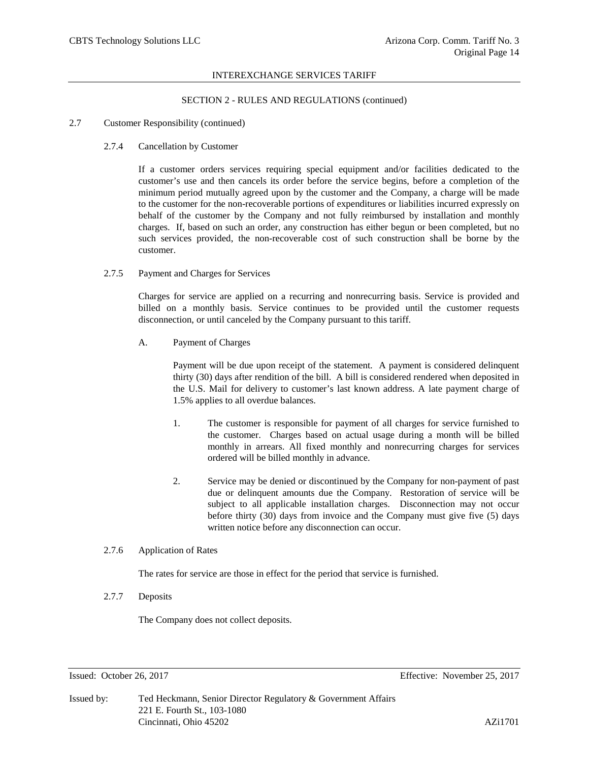## SECTION 2 - RULES AND REGULATIONS (continued)

### 2.7 Customer Responsibility (continued)

#### 2.7.4 Cancellation by Customer

If a customer orders services requiring special equipment and/or facilities dedicated to the customer's use and then cancels its order before the service begins, before a completion of the minimum period mutually agreed upon by the customer and the Company, a charge will be made to the customer for the non-recoverable portions of expenditures or liabilities incurred expressly on behalf of the customer by the Company and not fully reimbursed by installation and monthly charges. If, based on such an order, any construction has either begun or been completed, but no such services provided, the non-recoverable cost of such construction shall be borne by the customer.

#### 2.7.5 Payment and Charges for Services

Charges for service are applied on a recurring and nonrecurring basis. Service is provided and billed on a monthly basis. Service continues to be provided until the customer requests disconnection, or until canceled by the Company pursuant to this tariff.

A. Payment of Charges

Payment will be due upon receipt of the statement. A payment is considered delinquent thirty (30) days after rendition of the bill. A bill is considered rendered when deposited in the U.S. Mail for delivery to customer's last known address. A late payment charge of 1.5% applies to all overdue balances.

1. The customer is responsible for payment of all charges for service furnished to the customer. Charges based on actual usage during a month will be billed monthly in arrears. All fixed monthly and nonrecurring charges for services ordered will be billed monthly in advance.

2. Service may be denied or discontinued by the Company for non-payment of past due or delinquent amounts due the Company. Restoration of service will be subject to all applicable installation charges. Disconnection may not occur before thirty (30) days from invoice and the Company must give five (5) days written notice before any disconnection can occur.

#### 2.7.6 Application of Rates

The rates for service are those in effect for the period that service is furnished.

#### 2.7.7 Deposits

The Company does not collect deposits.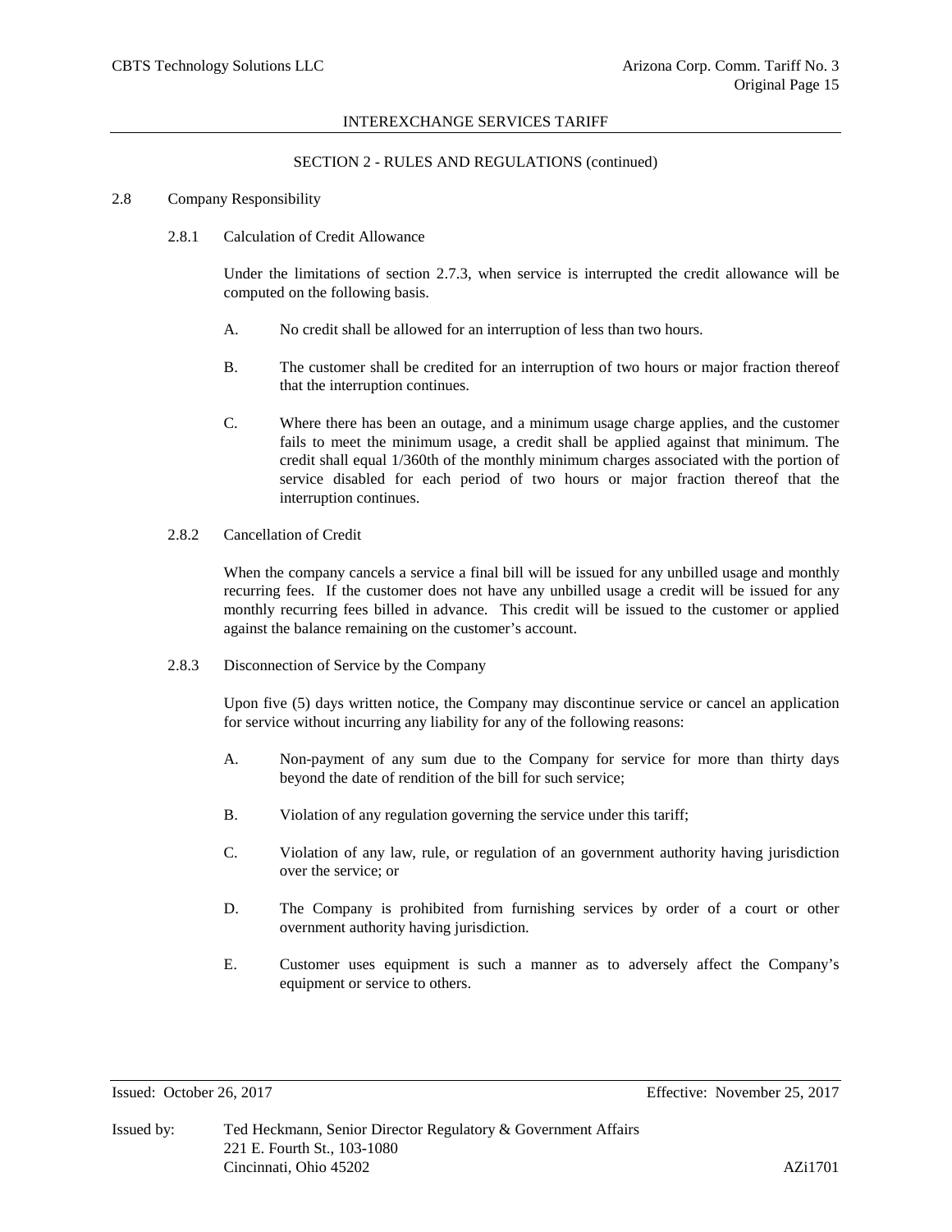INTEREXCHANGE SERVICES TARIFF

SECTION 2 - RULES AND REGULATIONS (continued)

## 2.8 Company Responsibility

### 2.8.1 Calculation of Credit Allowance

Under the limitations of section 2.7.3, when service is interrupted the credit allowance will be computed on the following basis.

A. No credit shall be allowed for an interruption of less than two hours.

B. The customer shall be credited for an interruption of two hours or major fraction thereof that the interruption continues.

C. Where there has been an outage, and a minimum usage charge applies, and the customer fails to meet the minimum usage, a credit shall be applied against that minimum. The credit shall equal 1/360th of the monthly minimum charges associated with the portion of service disabled for each period of two hours or major fraction thereof that the interruption continues.

### 2.8.2 Cancellation of Credit

When the company cancels a service a final bill will be issued for any unbilled usage and monthly recurring fees. If the customer does not have any unbilled usage a credit will be issued for any monthly recurring fees billed in advance. This credit will be issued to the customer or applied against the balance remaining on the customer's account.

### 2.8.3 Disconnection of Service by the Company

Upon five (5) days written notice, the Company may discontinue service or cancel an application for service without incurring any liability for any of the following reasons:

A. Non-payment of any sum due to the Company for service for more than thirty days beyond the date of rendition of the bill for such service;

B. Violation of any regulation governing the service under this tariff;

C. Violation of any law, rule, or regulation of an government authority having jurisdiction over the service; or

D. The Company is prohibited from furnishing services by order of a court or other overnment authority having jurisdiction.

E. Customer uses equipment is such a manner as to adversely affect the Company's equipment or service to others.

Issued: October 26, 2017 Effective: November 25, 2017

Issued by: Ted Heckmann, Senior Director Regulatory & Government Affairs
221 E. Fourth St., 103-1080
Cincinnati, Ohio 45202 AZi1701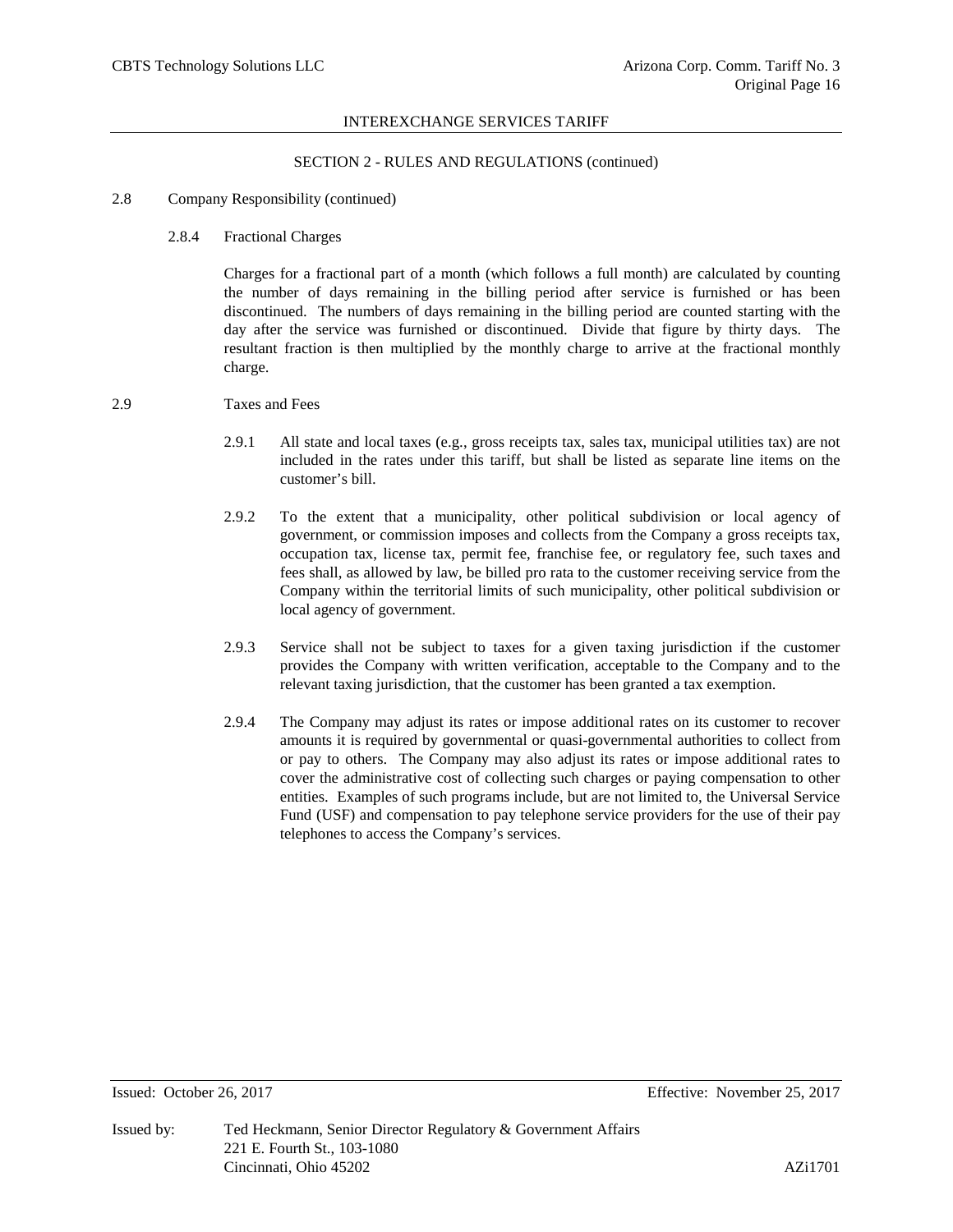INTEREXCHANGE SERVICES TARIFF

SECTION 2 - RULES AND REGULATIONS (continued)

2.8 Company Responsibility (continued)

2.8.4 Fractional Charges

Charges for a fractional part of a month (which follows a full month) are calculated by counting the number of days remaining in the billing period after service is furnished or has been discontinued. The numbers of days remaining in the billing period are counted starting with the day after the service was furnished or discontinued. Divide that figure by thirty days. The resultant fraction is then multiplied by the monthly charge to arrive at the fractional monthly charge.

2.9 Taxes and Fees

2.9.1 All state and local taxes (e.g., gross receipts tax, sales tax, municipal utilities tax) are not included in the rates under this tariff, but shall be listed as separate line items on the customer's bill.

2.9.2 To the extent that a municipality, other political subdivision or local agency of government, or commission imposes and collects from the Company a gross receipts tax, occupation tax, license tax, permit fee, franchise fee, or regulatory fee, such taxes and fees shall, as allowed by law, be billed pro rata to the customer receiving service from the Company within the territorial limits of such municipality, other political subdivision or local agency of government.

2.9.3 Service shall not be subject to taxes for a given taxing jurisdiction if the customer provides the Company with written verification, acceptable to the Company and to the relevant taxing jurisdiction, that the customer has been granted a tax exemption.

2.9.4 The Company may adjust its rates or impose additional rates on its customer to recover amounts it is required by governmental or quasi-governmental authorities to collect from or pay to others. The Company may also adjust its rates or impose additional rates to cover the administrative cost of collecting such charges or paying compensation to other entities. Examples of such programs include, but are not limited to, the Universal Service Fund (USF) and compensation to pay telephone service providers for the use of their pay telephones to access the Company's services.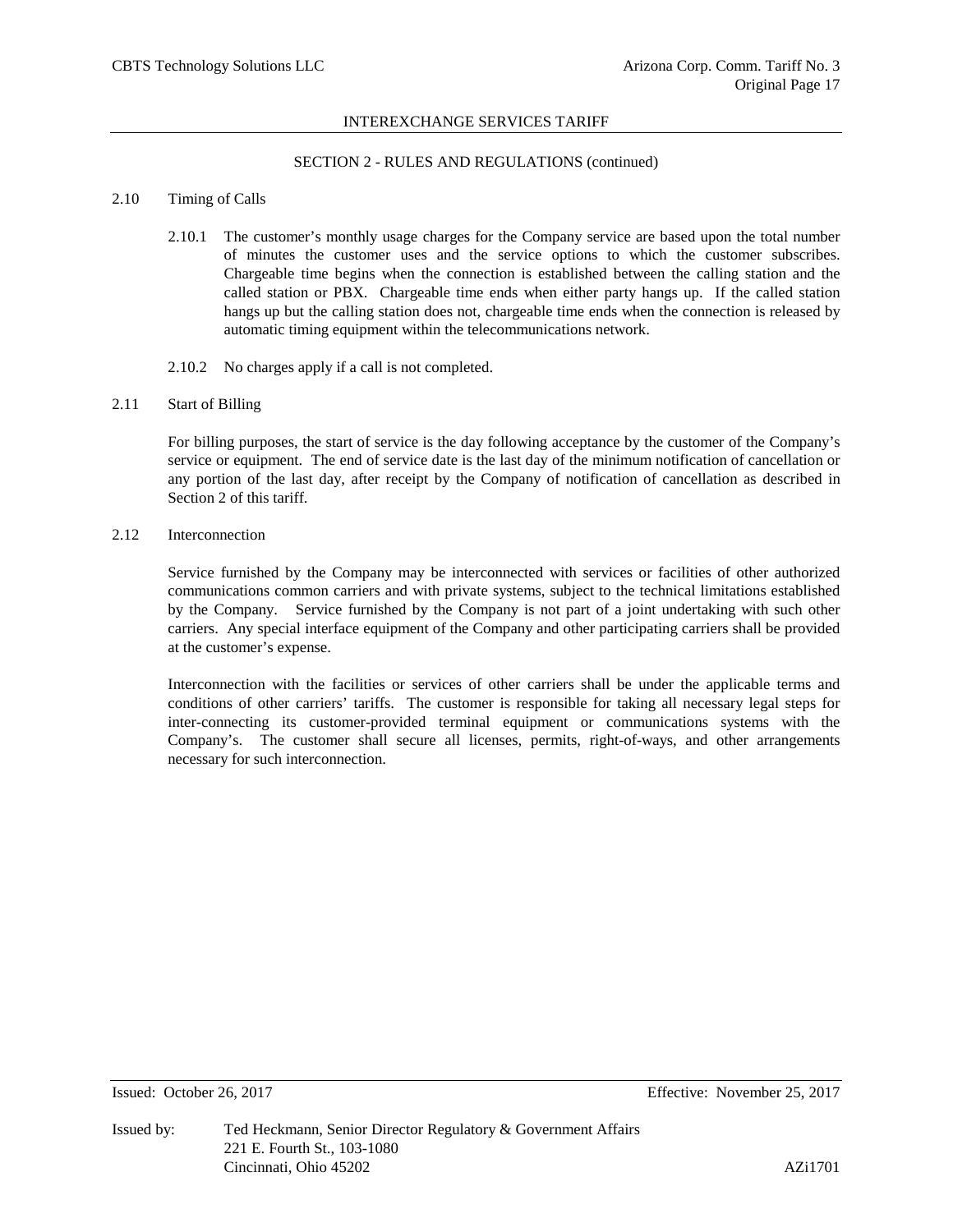## SECTION 2 - RULES AND REGULATIONS (continued)

### 2.10 Timing of Calls

2.10.1 The customer's monthly usage charges for the Company service are based upon the total number of minutes the customer uses and the service options to which the customer subscribes. Chargeable time begins when the connection is established between the calling station and the called station or PBX. Chargeable time ends when either party hangs up. If the called station hangs up but the calling station does not, chargeable time ends when the connection is released by automatic timing equipment within the telecommunications network.

2.10.2 No charges apply if a call is not completed.

### 2.11 Start of Billing

For billing purposes, the start of service is the day following acceptance by the customer of the Company's service or equipment. The end of service date is the last day of the minimum notification of cancellation or any portion of the last day, after receipt by the Company of notification of cancellation as described in Section 2 of this tariff.

### 2.12 Interconnection

Service furnished by the Company may be interconnected with services or facilities of other authorized communications common carriers and with private systems, subject to the technical limitations established by the Company. Service furnished by the Company is not part of a joint undertaking with such other carriers. Any special interface equipment of the Company and other participating carriers shall be provided at the customer's expense.

Interconnection with the facilities or services of other carriers shall be under the applicable terms and conditions of other carriers' tariffs. The customer is responsible for taking all necessary legal steps for inter-connecting its customer-provided terminal equipment or communications systems with the Company's. The customer shall secure all licenses, permits, right-of-ways, and other arrangements necessary for such interconnection.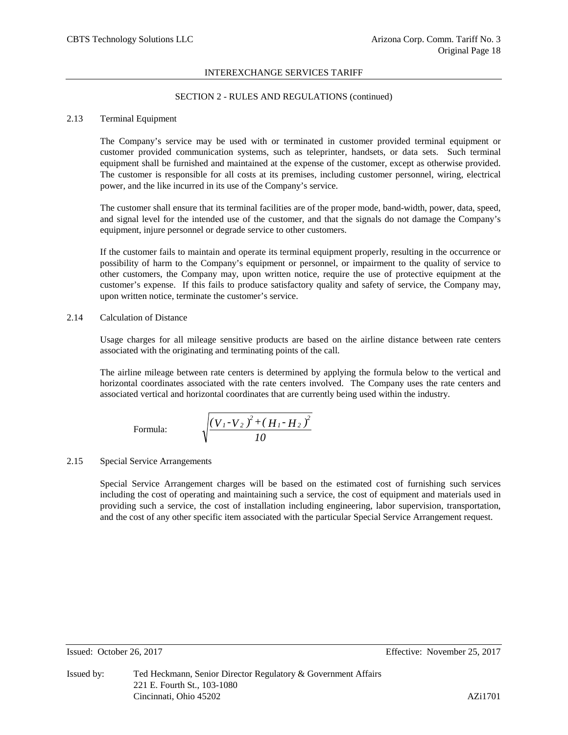## INTEREXCHANGE SERVICES TARIFF

### SECTION 2 - RULES AND REGULATIONS (continued)

2.13 Terminal Equipment

The Company's service may be used with or terminated in customer provided terminal equipment or customer provided communication systems, such as teleprinter, handsets, or data sets. Such terminal equipment shall be furnished and maintained at the expense of the customer, except as otherwise provided. The customer is responsible for all costs at its premises, including customer personnel, wiring, electrical power, and the like incurred in its use of the Company's service.

The customer shall ensure that its terminal facilities are of the proper mode, band-width, power, data, speed, and signal level for the intended use of the customer, and that the signals do not damage the Company's equipment, injure personnel or degrade service to other customers.

If the customer fails to maintain and operate its terminal equipment properly, resulting in the occurrence or possibility of harm to the Company's equipment or personnel, or impairment to the quality of service to other customers, the Company may, upon written notice, require the use of protective equipment at the customer's expense. If this fails to produce satisfactory quality and safety of service, the Company may, upon written notice, terminate the customer's service.

2.14 Calculation of Distance

Usage charges for all mileage sensitive products are based on the airline distance between rate centers associated with the originating and terminating points of the call.

The airline mileage between rate centers is determined by applying the formula below to the vertical and horizontal coordinates associated with the rate centers involved. The Company uses the rate centers and associated vertical and horizontal coordinates that are currently being used within the industry.

Formula:

$$\sqrt{\frac{(V_1 - V_2)^2 + (H_1 - H_2)^2}{10}}$$

2.15 Special Service Arrangements

Special Service Arrangement charges will be based on the estimated cost of furnishing such services including the cost of operating and maintaining such a service, the cost of equipment and materials used in providing such a service, the cost of installation including engineering, labor supervision, transportation, and the cost of any other specific item associated with the particular Special Service Arrangement request.

Issued: October 26, 2017 Effective: November 25, 2017

Issued by: Ted Heckmann, Senior Director Regulatory & Government Affairs
221 E. Fourth St., 103-1080
Cincinnati, Ohio 45202 AZi1701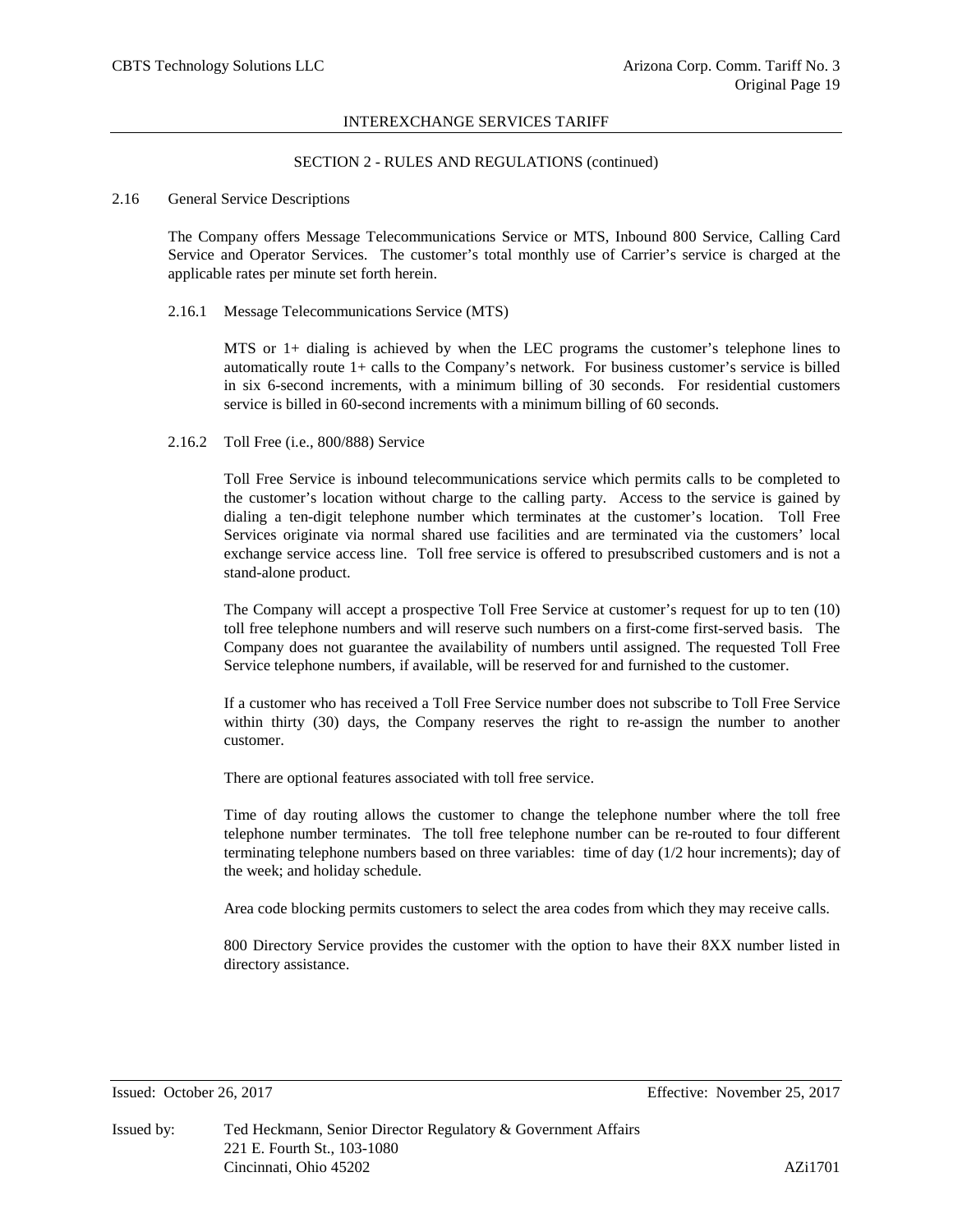INTEREXCHANGE SERVICES TARIFF

SECTION 2 - RULES AND REGULATIONS (continued)

2.16 General Service Descriptions

The Company offers Message Telecommunications Service or MTS, Inbound 800 Service, Calling Card Service and Operator Services. The customer's total monthly use of Carrier's service is charged at the applicable rates per minute set forth herein.

2.16.1 Message Telecommunications Service (MTS)

MTS or 1+ dialing is achieved by when the LEC programs the customer's telephone lines to automatically route 1+ calls to the Company's network. For business customer's service is billed in six 6-second increments, with a minimum billing of 30 seconds. For residential customers service is billed in 60-second increments with a minimum billing of 60 seconds.

2.16.2 Toll Free (i.e., 800/888) Service

Toll Free Service is inbound telecommunications service which permits calls to be completed to the customer's location without charge to the calling party. Access to the service is gained by dialing a ten-digit telephone number which terminates at the customer's location. Toll Free Services originate via normal shared use facilities and are terminated via the customers' local exchange service access line. Toll free service is offered to presubscribed customers and is not a stand-alone product.

The Company will accept a prospective Toll Free Service at customer's request for up to ten (10) toll free telephone numbers and will reserve such numbers on a first-come first-served basis. The Company does not guarantee the availability of numbers until assigned. The requested Toll Free Service telephone numbers, if available, will be reserved for and furnished to the customer.

If a customer who has received a Toll Free Service number does not subscribe to Toll Free Service within thirty (30) days, the Company reserves the right to re-assign the number to another customer.

There are optional features associated with toll free service.

Time of day routing allows the customer to change the telephone number where the toll free telephone number terminates. The toll free telephone number can be re-routed to four different terminating telephone numbers based on three variables: time of day (1/2 hour increments); day of the week; and holiday schedule.

Area code blocking permits customers to select the area codes from which they may receive calls.

800 Directory Service provides the customer with the option to have their 8XX number listed in directory assistance.

Issued: October 26, 2017 Effective: November 25, 2017

Issued by: Ted Heckmann, Senior Director Regulatory & Government Affairs
221 E. Fourth St., 103-1080
Cincinnati, Ohio 45202 AZi1701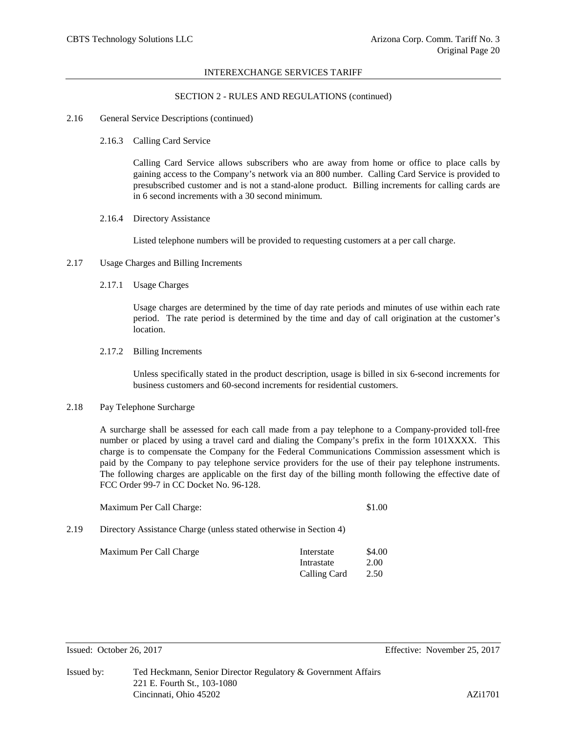INTEREXCHANGE SERVICES TARIFF

SECTION 2 - RULES AND REGULATIONS (continued)

2.16 General Service Descriptions (continued)

2.16.3 Calling Card Service

Calling Card Service allows subscribers who are away from home or office to place calls by gaining access to the Company's network via an 800 number. Calling Card Service is provided to presubscribed customer and is not a stand-alone product. Billing increments for calling cards are in 6 second increments with a 30 second minimum.

2.16.4 Directory Assistance

Listed telephone numbers will be provided to requesting customers at a per call charge.

2.17 Usage Charges and Billing Increments

2.17.1 Usage Charges

Usage charges are determined by the time of day rate periods and minutes of use within each rate period. The rate period is determined by the time and day of call origination at the customer's location.

2.17.2 Billing Increments

Unless specifically stated in the product description, usage is billed in six 6-second increments for business customers and 60-second increments for residential customers.

2.18 Pay Telephone Surcharge

A surcharge shall be assessed for each call made from a pay telephone to a Company-provided toll-free number or placed by using a travel card and dialing the Company's prefix in the form 101XXXX. This charge is to compensate the Company for the Federal Communications Commission assessment which is paid by the Company to pay telephone service providers for the use of their pay telephone instruments. The following charges are applicable on the first day of the billing month following the effective date of FCC Order 99-7 in CC Docket No. 96-128.

Maximum Per Call Charge: $1.00

2.19 Directory Assistance Charge (unless stated otherwise in Section 4)

| Maximum Per Call Charge | Interstate | $4.00 |
|---|---|---|
| | Intrastate | 2.00 |
| | Calling Card | 2.50 |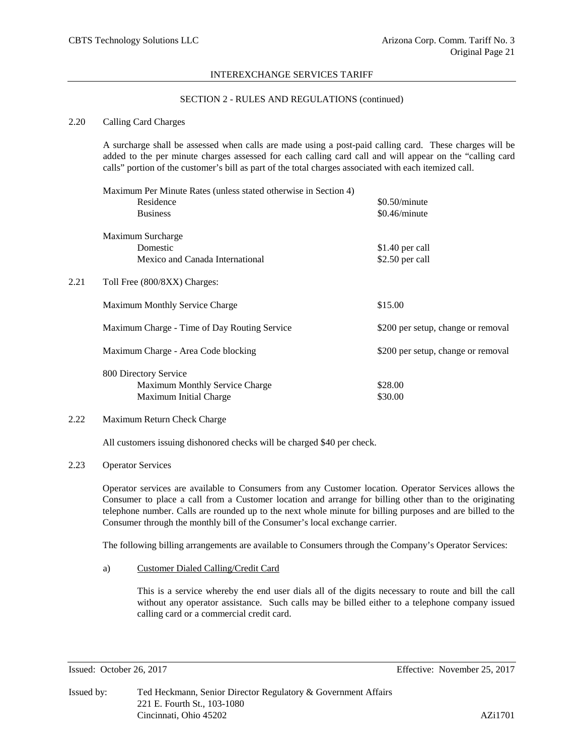SECTION 2 - RULES AND REGULATIONS (continued)

2.20 Calling Card Charges

A surcharge shall be assessed when calls are made using a post-paid calling card. These charges will be added to the per minute charges assessed for each calling card call and will appear on the "calling card calls" portion of the customer's bill as part of the total charges associated with each itemized call.

| Maximum Per Minute Rates (unless stated otherwise in Section 4) | |
|---|---|
| Residence | $0.50/minute |
| Business | $0.46/minute |

| Maximum Surcharge | |
|---|---|
| Domestic | $1.40 per call |
| Mexico and Canada International | $2.50 per call |

2.21 Toll Free (800/8XX) Charges:

| | |
|---|---|
| Maximum Monthly Service Charge | $15.00 |
| Maximum Charge - Time of Day Routing Service | $200 per setup, change or removal |
| Maximum Charge - Area Code blocking | $200 per setup, change or removal |
| 800 Directory Service | |
| Maximum Monthly Service Charge | $28.00 |
| Maximum Initial Charge | $30.00 |

2.22 Maximum Return Check Charge

All customers issuing dishonored checks will be charged $40 per check.

2.23 Operator Services

Operator services are available to Consumers from any Customer location. Operator Services allows the Consumer to place a call from a Customer location and arrange for billing other than to the originating telephone number. Calls are rounded up to the next whole minute for billing purposes and are billed to the Consumer through the monthly bill of the Consumer's local exchange carrier.

The following billing arrangements are available to Consumers through the Company's Operator Services:

a) Customer Dialed Calling/Credit Card

This is a service whereby the end user dials all of the digits necessary to route and bill the call without any operator assistance. Such calls may be billed either to a telephone company issued calling card or a commercial credit card.

Issued: October 26, 2017 Effective: November 25, 2017

Issued by: Ted Heckmann, Senior Director Regulatory & Government Affairs
221 E. Fourth St., 103-1080
Cincinnati, Ohio 45202 AZi1701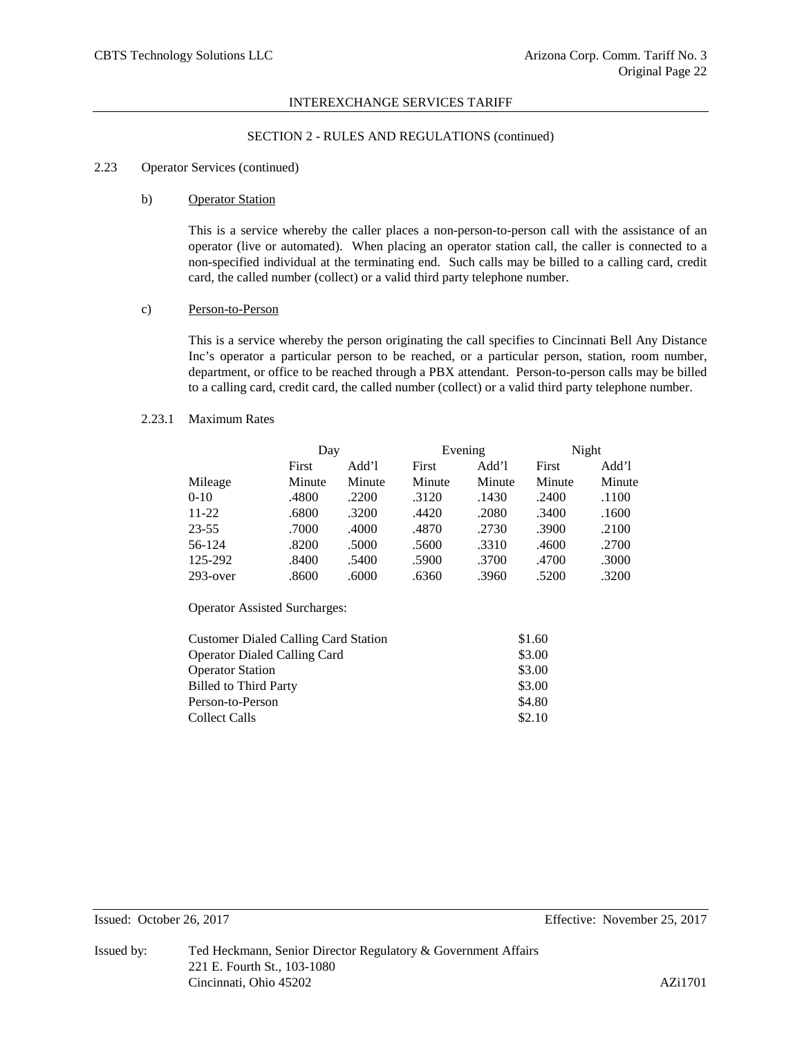INTEREXCHANGE SERVICES TARIFF

SECTION 2 - RULES AND REGULATIONS (continued)

2.23 Operator Services (continued)

b) Operator Station

This is a service whereby the caller places a non-person-to-person call with the assistance of an operator (live or automated). When placing an operator station call, the caller is connected to a non-specified individual at the terminating end. Such calls may be billed to a calling card, credit card, the called number (collect) or a valid third party telephone number.

c) Person-to-Person

This is a service whereby the person originating the call specifies to Cincinnati Bell Any Distance Inc's operator a particular person to be reached, or a particular person, station, room number, department, or office to be reached through a PBX attendant. Person-to-person calls may be billed to a calling card, credit card, the called number (collect) or a valid third party telephone number.

2.23.1 Maximum Rates

| | Day | | Evening | | Night | |
|---|---|---|---|---|---|---|
| Mileage | First Minute | Add'l Minute | First Minute | Add'l Minute | First Minute | Add'l Minute |
| 0-10 | .4800 | .2200 | .3120 | .1430 | .2400 | .1100 |
| 11-22 | .6800 | .3200 | .4420 | .2080 | .3400 | .1600 |
| 23-55 | .7000 | .4000 | .4870 | .2730 | .3900 | .2100 |
| 56-124 | .8200 | .5000 | .5600 | .3310 | .4600 | .2700 |
| 125-292 | .8400 | .5400 | .5900 | .3700 | .4700 | .3000 |
| 293-over | .8600 | .6000 | .6360 | .3960 | .5200 | .3200 |

Operator Assisted Surcharges:

| | |
|---|---|
| Customer Dialed Calling Card Station | $1.60 |
| Operator Dialed Calling Card | $3.00 |
| Operator Station | $3.00 |
| Billed to Third Party | $3.00 |
| Person-to-Person | $4.80 |
| Collect Calls | $2.10 |

Issued: October 26, 2017 Effective: November 25, 2017

Issued by: Ted Heckmann, Senior Director Regulatory & Government Affairs
221 E. Fourth St., 103-1080
Cincinnati, Ohio 45202 AZi1701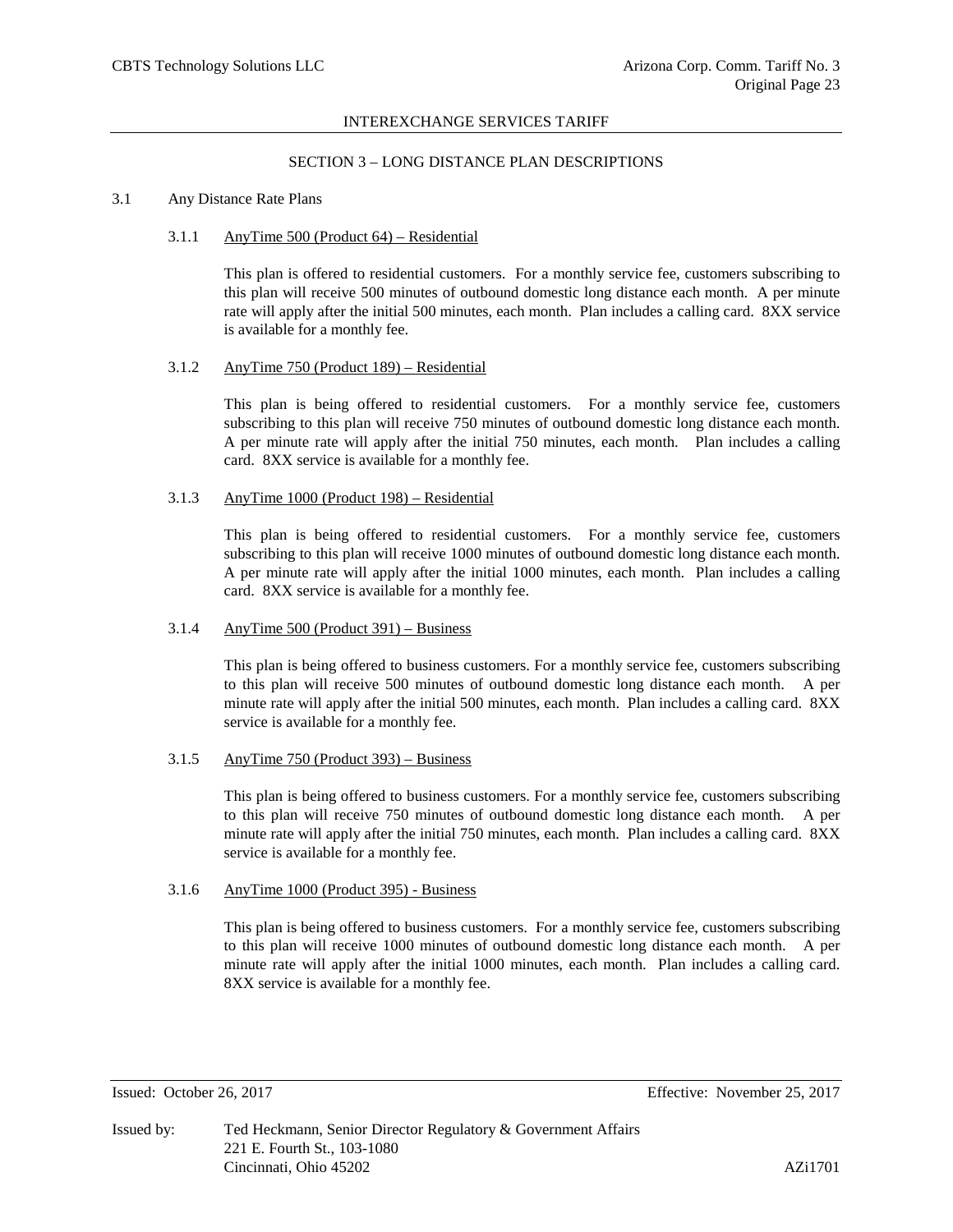## SECTION 3 – LONG DISTANCE PLAN DESCRIPTIONS

### 3.1 Any Distance Rate Plans

#### 3.1.1 AnyTime 500 (Product 64) – Residential

This plan is offered to residential customers. For a monthly service fee, customers subscribing to this plan will receive 500 minutes of outbound domestic long distance each month. A per minute rate will apply after the initial 500 minutes, each month. Plan includes a calling card. 8XX service is available for a monthly fee.

#### 3.1.2 AnyTime 750 (Product 189) – Residential

This plan is being offered to residential customers. For a monthly service fee, customers subscribing to this plan will receive 750 minutes of outbound domestic long distance each month. A per minute rate will apply after the initial 750 minutes, each month. Plan includes a calling card. 8XX service is available for a monthly fee.

#### 3.1.3 AnyTime 1000 (Product 198) – Residential

This plan is being offered to residential customers. For a monthly service fee, customers subscribing to this plan will receive 1000 minutes of outbound domestic long distance each month. A per minute rate will apply after the initial 1000 minutes, each month. Plan includes a calling card. 8XX service is available for a monthly fee.

#### 3.1.4 AnyTime 500 (Product 391) – Business

This plan is being offered to business customers. For a monthly service fee, customers subscribing to this plan will receive 500 minutes of outbound domestic long distance each month. A per minute rate will apply after the initial 500 minutes, each month. Plan includes a calling card. 8XX service is available for a monthly fee.

#### 3.1.5 AnyTime 750 (Product 393) – Business

This plan is being offered to business customers. For a monthly service fee, customers subscribing to this plan will receive 750 minutes of outbound domestic long distance each month. A per minute rate will apply after the initial 750 minutes, each month. Plan includes a calling card. 8XX service is available for a monthly fee.

#### 3.1.6 AnyTime 1000 (Product 395) - Business

This plan is being offered to business customers. For a monthly service fee, customers subscribing to this plan will receive 1000 minutes of outbound domestic long distance each month. A per minute rate will apply after the initial 1000 minutes, each month. Plan includes a calling card. 8XX service is available for a monthly fee.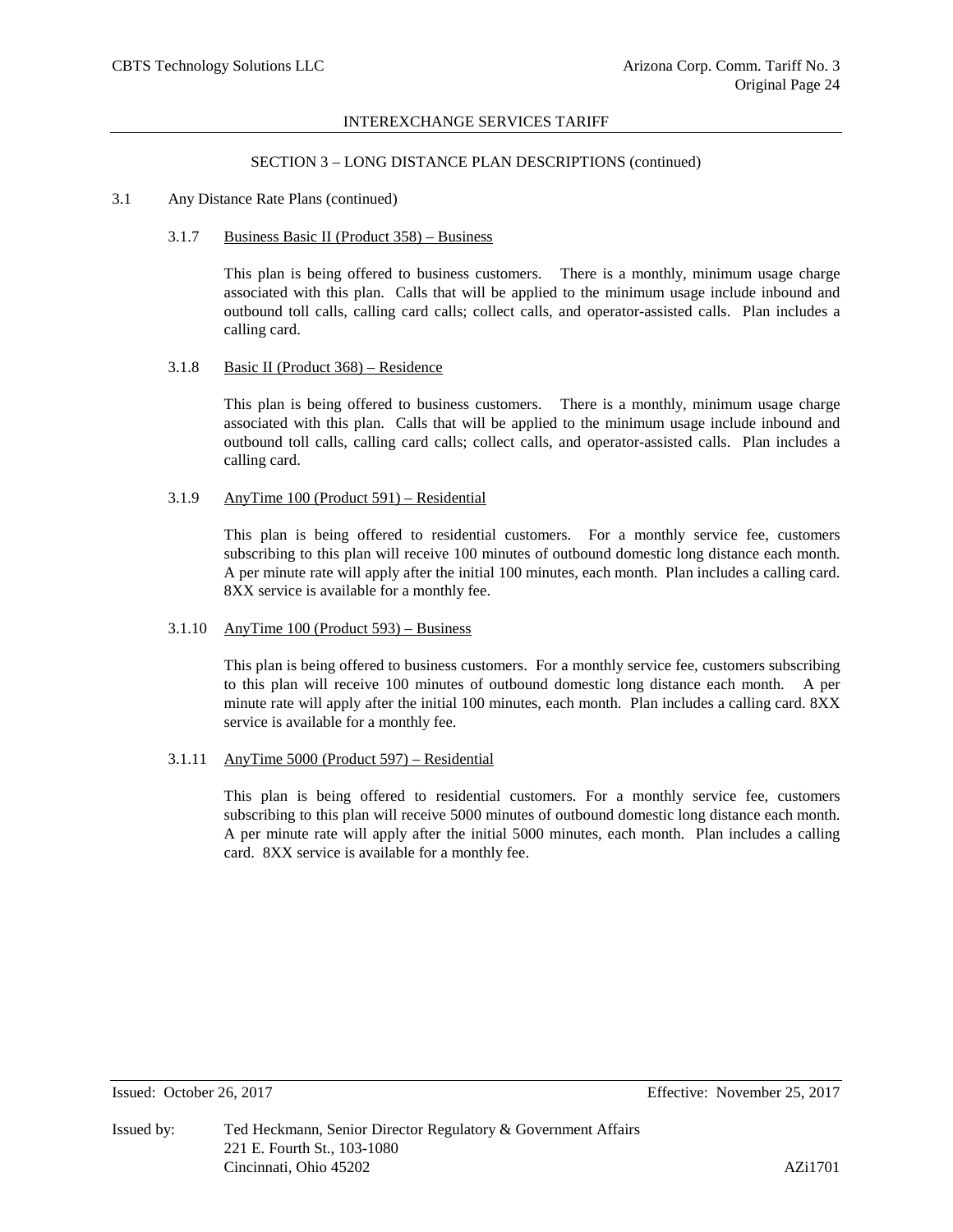## INTEREXCHANGE SERVICES TARIFF

### SECTION 3 – LONG DISTANCE PLAN DESCRIPTIONS (continued)

3.1 Any Distance Rate Plans (continued)

3.1.7 Business Basic II (Product 358) – Business

This plan is being offered to business customers. There is a monthly, minimum usage charge associated with this plan. Calls that will be applied to the minimum usage include inbound and outbound toll calls, calling card calls; collect calls, and operator-assisted calls. Plan includes a calling card.

3.1.8 Basic II (Product 368) – Residence

This plan is being offered to business customers. There is a monthly, minimum usage charge associated with this plan. Calls that will be applied to the minimum usage include inbound and outbound toll calls, calling card calls; collect calls, and operator-assisted calls. Plan includes a calling card.

3.1.9 AnyTime 100 (Product 591) – Residential

This plan is being offered to residential customers. For a monthly service fee, customers subscribing to this plan will receive 100 minutes of outbound domestic long distance each month. A per minute rate will apply after the initial 100 minutes, each month. Plan includes a calling card. 8XX service is available for a monthly fee.

3.1.10 AnyTime 100 (Product 593) – Business

This plan is being offered to business customers. For a monthly service fee, customers subscribing to this plan will receive 100 minutes of outbound domestic long distance each month. A per minute rate will apply after the initial 100 minutes, each month. Plan includes a calling card. 8XX service is available for a monthly fee.

3.1.11 AnyTime 5000 (Product 597) – Residential

This plan is being offered to residential customers. For a monthly service fee, customers subscribing to this plan will receive 5000 minutes of outbound domestic long distance each month. A per minute rate will apply after the initial 5000 minutes, each month. Plan includes a calling card. 8XX service is available for a monthly fee.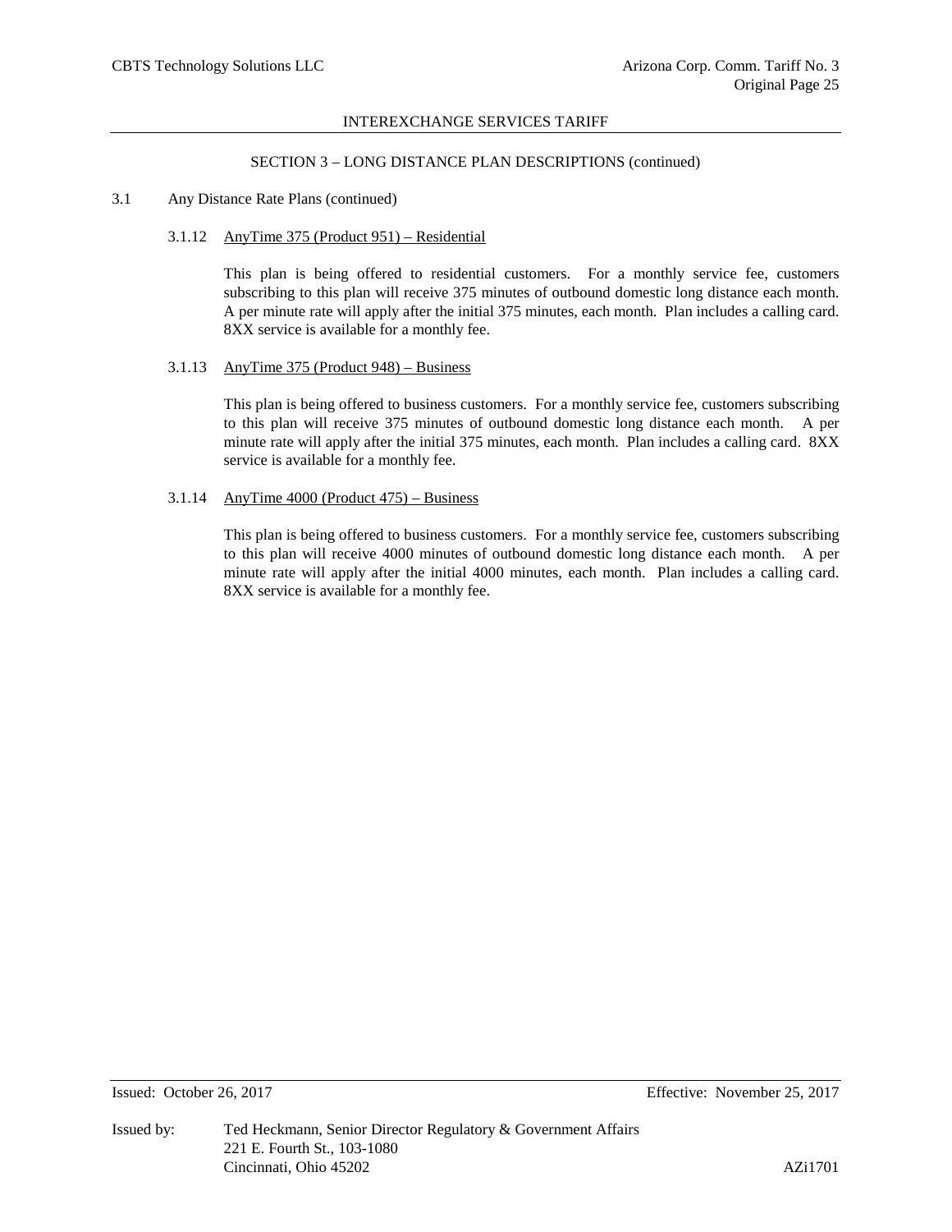# SECTION 3 – LONG DISTANCE PLAN DESCRIPTIONS (continued)

## 3.1 Any Distance Rate Plans (continued)

### 3.1.12 AnyTime 375 (Product 951) – Residential

This plan is being offered to residential customers. For a monthly service fee, customers subscribing to this plan will receive 375 minutes of outbound domestic long distance each month. A per minute rate will apply after the initial 375 minutes, each month. Plan includes a calling card. 8XX service is available for a monthly fee.

### 3.1.13 AnyTime 375 (Product 948) – Business

This plan is being offered to business customers. For a monthly service fee, customers subscribing to this plan will receive 375 minutes of outbound domestic long distance each month. A per minute rate will apply after the initial 375 minutes, each month. Plan includes a calling card. 8XX service is available for a monthly fee.

### 3.1.14 AnyTime 4000 (Product 475) – Business

This plan is being offered to business customers. For a monthly service fee, customers subscribing to this plan will receive 4000 minutes of outbound domestic long distance each month. A per minute rate will apply after the initial 4000 minutes, each month. Plan includes a calling card. 8XX service is available for a monthly fee.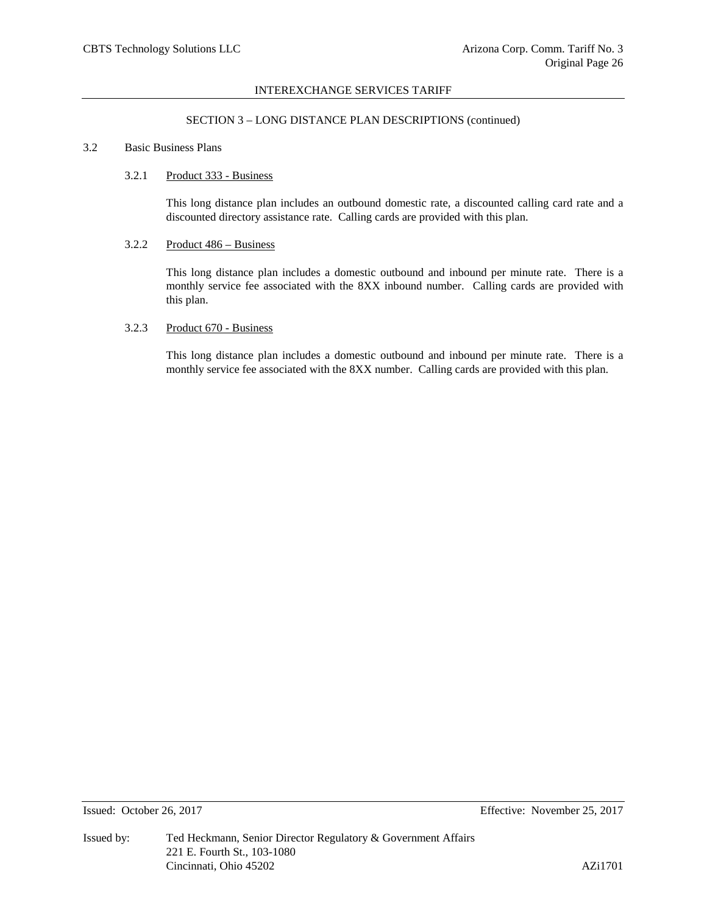## SECTION 3 – LONG DISTANCE PLAN DESCRIPTIONS (continued)

3.2 Basic Business Plans

3.2.1 Product 333 - Business

This long distance plan includes an outbound domestic rate, a discounted calling card rate and a discounted directory assistance rate. Calling cards are provided with this plan.

3.2.2 Product 486 – Business

This long distance plan includes a domestic outbound and inbound per minute rate. There is a monthly service fee associated with the 8XX inbound number. Calling cards are provided with this plan.

3.2.3 Product 670 - Business

This long distance plan includes a domestic outbound and inbound per minute rate. There is a monthly service fee associated with the 8XX number. Calling cards are provided with this plan.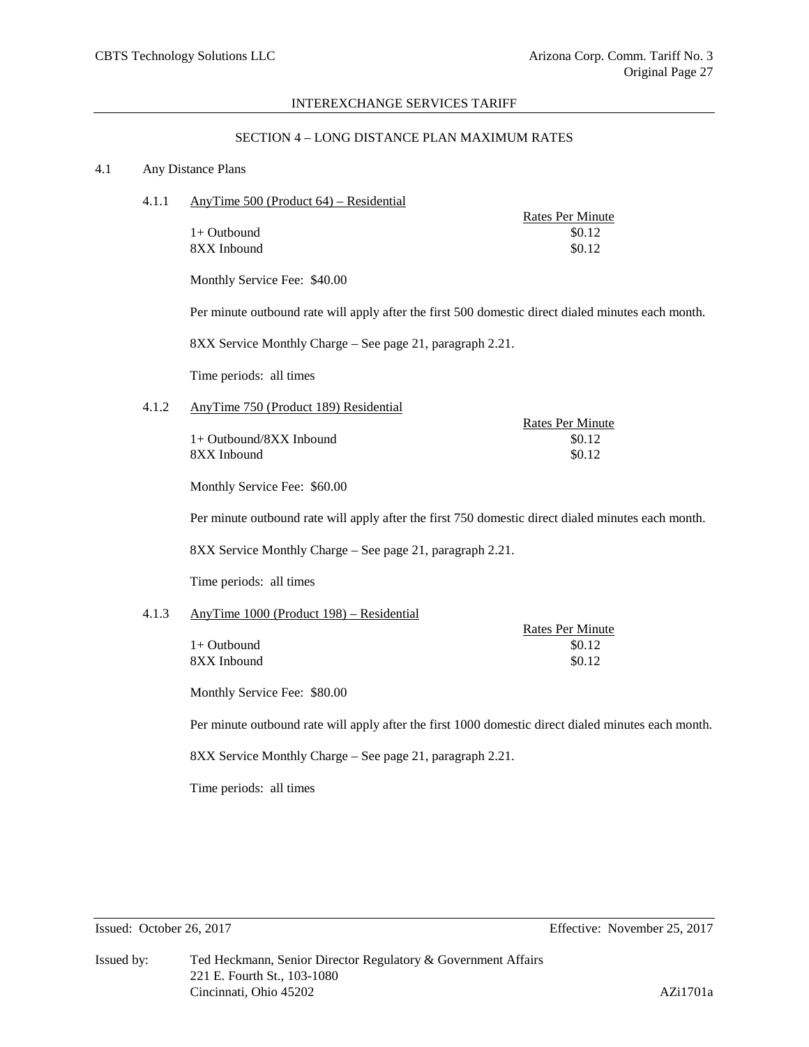INTEREXCHANGE SERVICES TARIFF

## SECTION 4 – LONG DISTANCE PLAN MAXIMUM RATES

### 4.1 Any Distance Plans

#### 4.1.1 AnyTime 500 (Product 64) – Residential

| | Rates Per Minute |
|---|---|
| 1+ Outbound | $0.12 |
| 8XX Inbound | $0.12 |

Monthly Service Fee: $40.00

Per minute outbound rate will apply after the first 500 domestic direct dialed minutes each month.

8XX Service Monthly Charge – See page 21, paragraph 2.21.

Time periods: all times

#### 4.1.2 AnyTime 750 (Product 189) Residential

| | Rates Per Minute |
|---|---|
| 1+ Outbound/8XX Inbound | $0.12 |
| 8XX Inbound | $0.12 |

Monthly Service Fee: $60.00

Per minute outbound rate will apply after the first 750 domestic direct dialed minutes each month.

8XX Service Monthly Charge – See page 21, paragraph 2.21.

Time periods: all times

#### 4.1.3 AnyTime 1000 (Product 198) – Residential

| | Rates Per Minute |
|---|---|
| 1+ Outbound | $0.12 |
| 8XX Inbound | $0.12 |

Monthly Service Fee: $80.00

Per minute outbound rate will apply after the first 1000 domestic direct dialed minutes each month.

8XX Service Monthly Charge – See page 21, paragraph 2.21.

Time periods: all times

Issued: October 26, 2017 Effective: November 25, 2017

Issued by: Ted Heckmann, Senior Director Regulatory & Government Affairs
221 E. Fourth St., 103-1080
Cincinnati, Ohio 45202

AZi1701a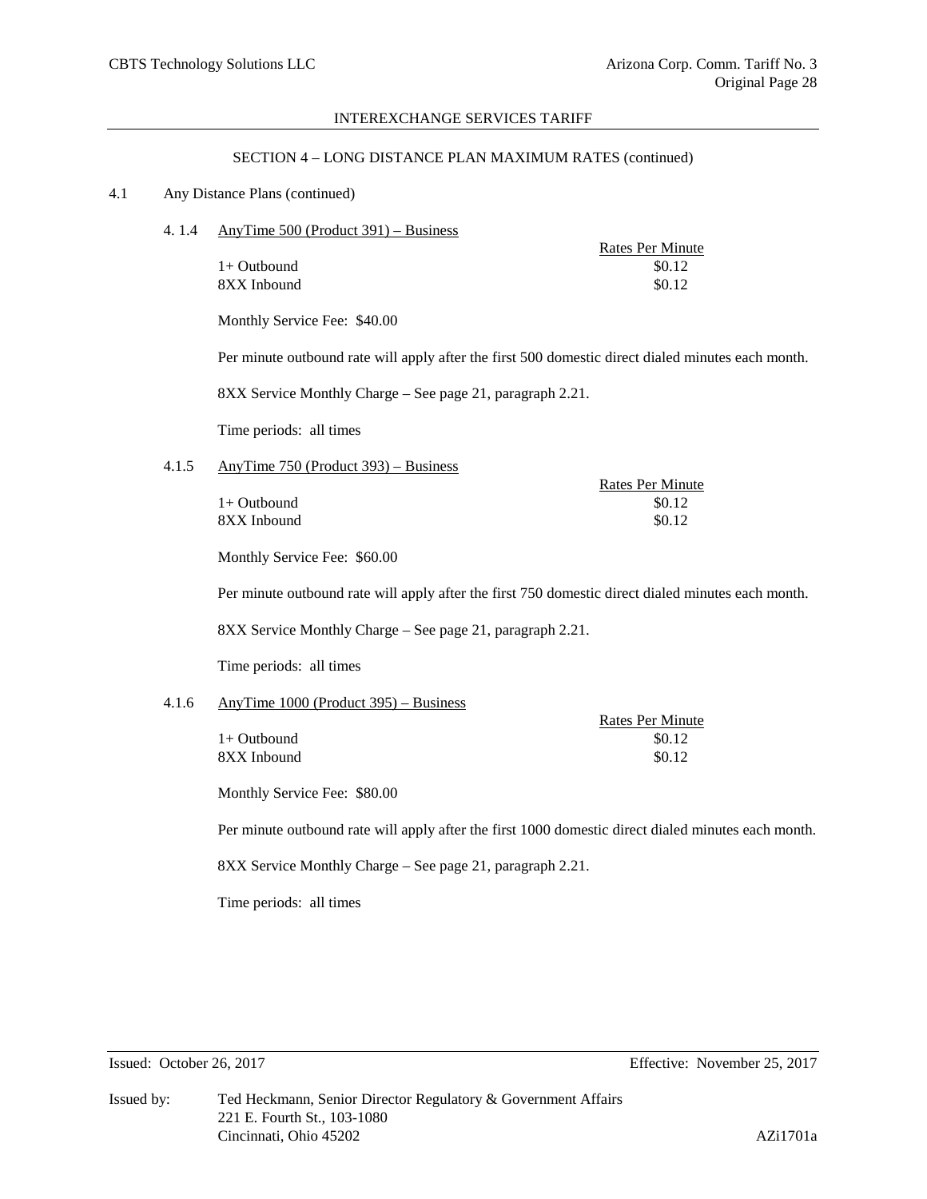## SECTION 4 – LONG DISTANCE PLAN MAXIMUM RATES (continued)

### 4.1 Any Distance Plans (continued)

#### 4. 1.4 AnyTime 500 (Product 391) – Business

| | Rates Per Minute |
|---|---|
| 1+ Outbound | $0.12 |
| 8XX Inbound | $0.12 |

Monthly Service Fee: $40.00

Per minute outbound rate will apply after the first 500 domestic direct dialed minutes each month.

8XX Service Monthly Charge – See page 21, paragraph 2.21.

Time periods: all times

#### 4.1.5 AnyTime 750 (Product 393) – Business

| | Rates Per Minute |
|---|---|
| 1+ Outbound | $0.12 |
| 8XX Inbound | $0.12 |

Monthly Service Fee: $60.00

Per minute outbound rate will apply after the first 750 domestic direct dialed minutes each month.

8XX Service Monthly Charge – See page 21, paragraph 2.21.

Time periods: all times

#### 4.1.6 AnyTime 1000 (Product 395) – Business

| | Rates Per Minute |
|---|---|
| 1+ Outbound | $0.12 |
| 8XX Inbound | $0.12 |

Monthly Service Fee: $80.00

Per minute outbound rate will apply after the first 1000 domestic direct dialed minutes each month.

8XX Service Monthly Charge – See page 21, paragraph 2.21.

Time periods: all times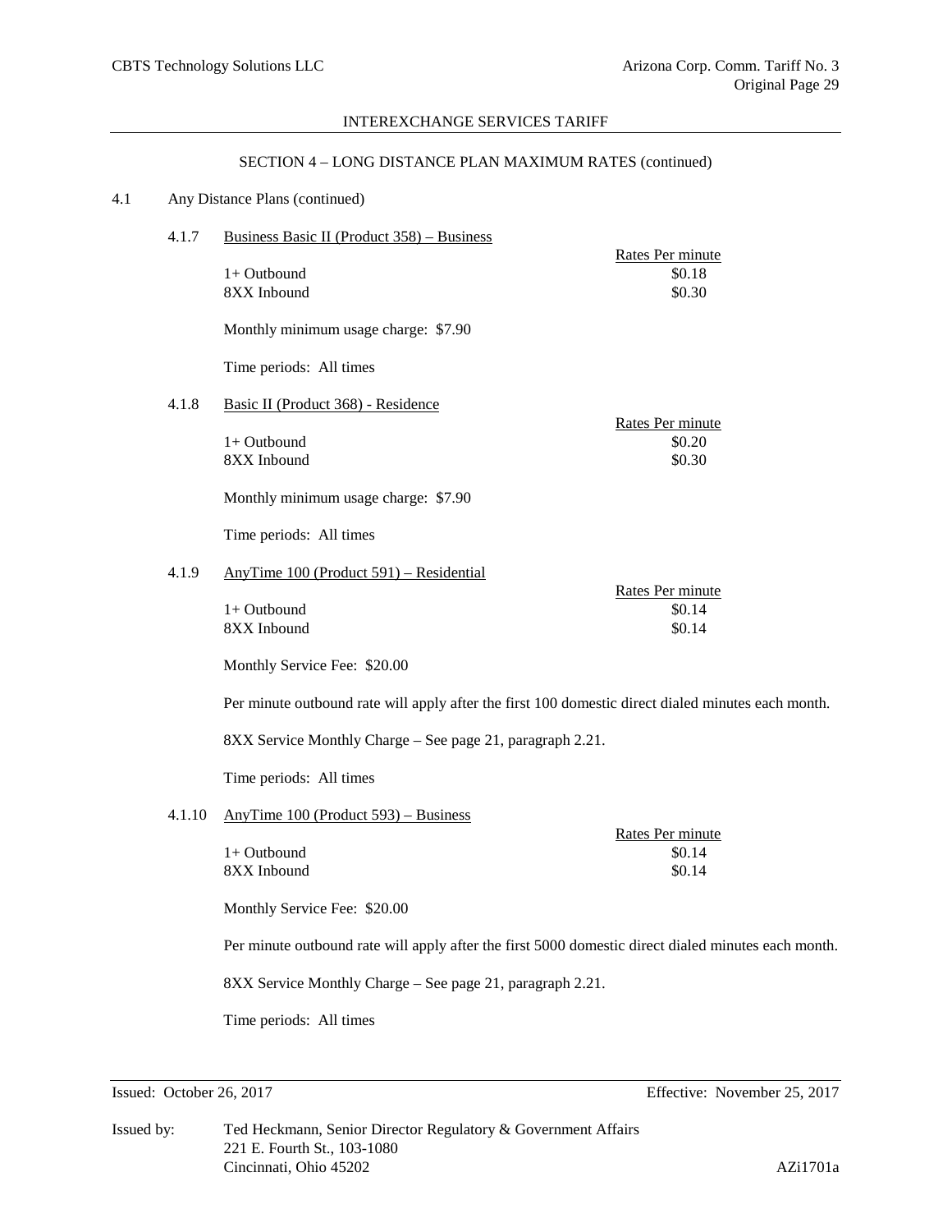## SECTION 4 – LONG DISTANCE PLAN MAXIMUM RATES (continued)

### 4.1 Any Distance Plans (continued)

#### 4.1.7 Business Basic II (Product 358) – Business

| | Rates Per minute |
|---|---|
| 1+ Outbound | $0.18 |
| 8XX Inbound | $0.30 |

Monthly minimum usage charge: $7.90

Time periods: All times

#### 4.1.8 Basic II (Product 368) - Residence

| | Rates Per minute |
|---|---|
| 1+ Outbound | $0.20 |
| 8XX Inbound | $0.30 |

Monthly minimum usage charge: $7.90

Time periods: All times

#### 4.1.9 AnyTime 100 (Product 591) – Residential

| | Rates Per minute |
|---|---|
| 1+ Outbound | $0.14 |
| 8XX Inbound | $0.14 |

Monthly Service Fee: $20.00

Per minute outbound rate will apply after the first 100 domestic direct dialed minutes each month.

8XX Service Monthly Charge – See page 21, paragraph 2.21.

Time periods: All times

#### 4.1.10 AnyTime 100 (Product 593) – Business

| | Rates Per minute |
|---|---|
| 1+ Outbound | $0.14 |
| 8XX Inbound | $0.14 |

Monthly Service Fee: $20.00

Per minute outbound rate will apply after the first 5000 domestic direct dialed minutes each month.

8XX Service Monthly Charge – See page 21, paragraph 2.21.

Time periods: All times

Issued: October 26, 2017 Effective: November 25, 2017

Issued by: Ted Heckmann, Senior Director Regulatory & Government Affairs
221 E. Fourth St., 103-1080
Cincinnati, Ohio 45202

AZi1701a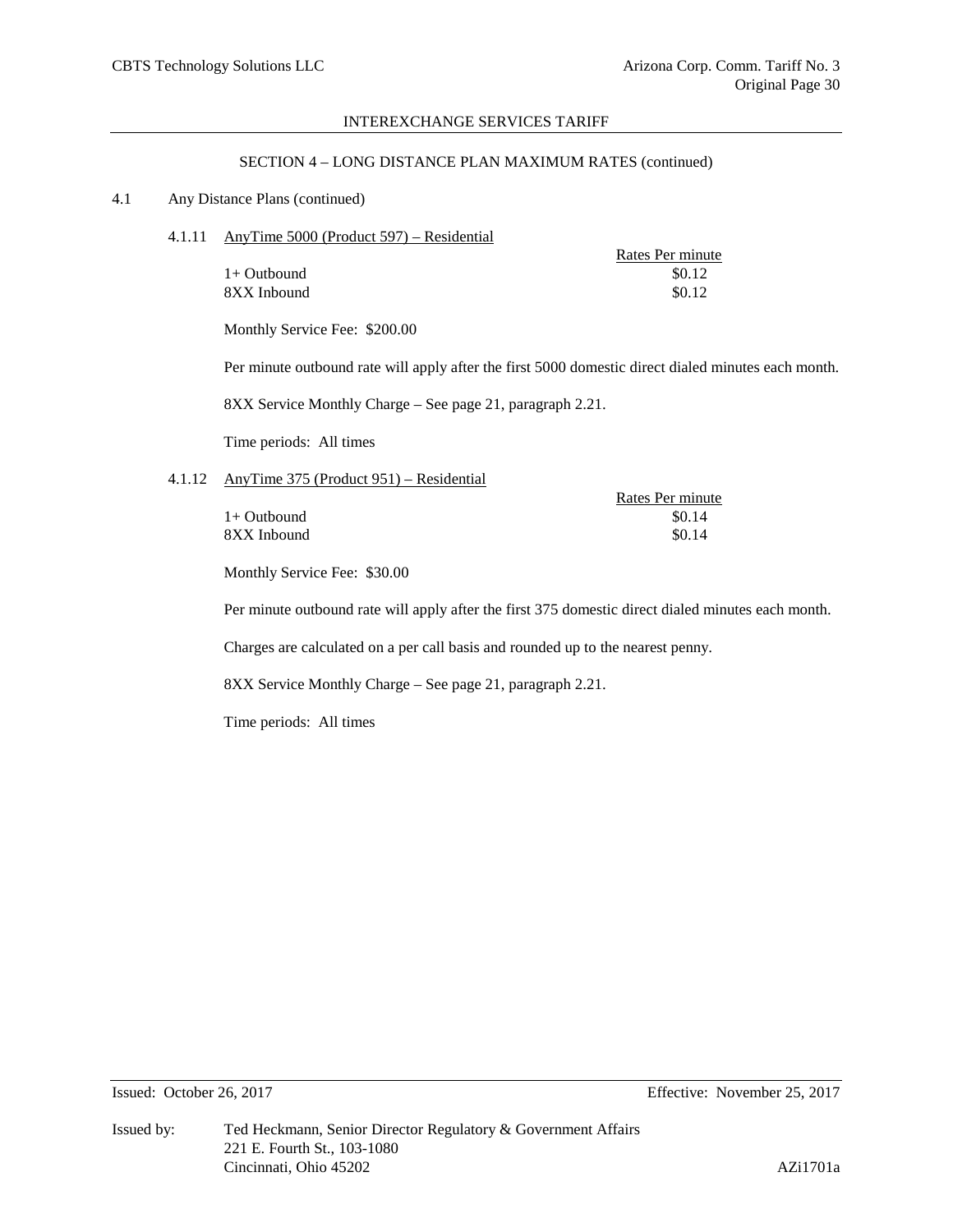INTEREXCHANGE SERVICES TARIFF

SECTION 4 – LONG DISTANCE PLAN MAXIMUM RATES (continued)

4.1 Any Distance Plans (continued)

4.1.11 AnyTime 5000 (Product 597) – Residential

| | Rates Per minute |
|---|---|
| 1+ Outbound | $0.12 |
| 8XX Inbound | $0.12 |

Monthly Service Fee: $200.00

Per minute outbound rate will apply after the first 5000 domestic direct dialed minutes each month.

8XX Service Monthly Charge – See page 21, paragraph 2.21.

Time periods: All times

4.1.12 AnyTime 375 (Product 951) – Residential

| | Rates Per minute |
|---|---|
| 1+ Outbound | $0.14 |
| 8XX Inbound | $0.14 |

Monthly Service Fee: $30.00

Per minute outbound rate will apply after the first 375 domestic direct dialed minutes each month.

Charges are calculated on a per call basis and rounded up to the nearest penny.

8XX Service Monthly Charge – See page 21, paragraph 2.21.

Time periods: All times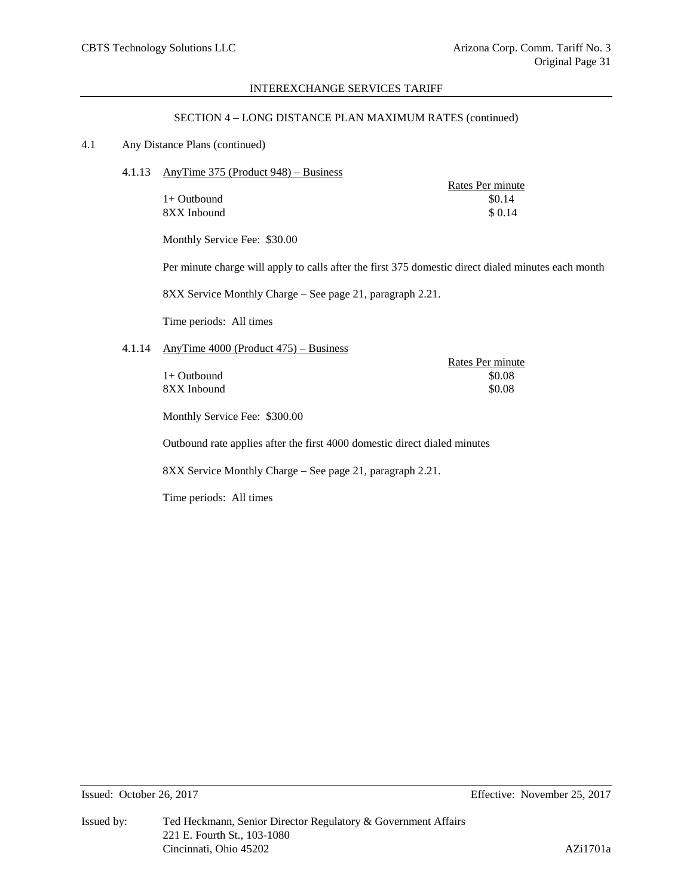## SECTION 4 – LONG DISTANCE PLAN MAXIMUM RATES (continued)

4.1 Any Distance Plans (continued)

4.1.13 AnyTime 375 (Product 948) – Business

| | Rates Per minute |
|---|---|
| 1+ Outbound | $0.14 |
| 8XX Inbound | $ 0.14 |

Monthly Service Fee: $30.00

Per minute charge will apply to calls after the first 375 domestic direct dialed minutes each month

8XX Service Monthly Charge – See page 21, paragraph 2.21.

Time periods: All times

4.1.14 AnyTime 4000 (Product 475) – Business

| | Rates Per minute |
|---|---|
| 1+ Outbound | $0.08 |
| 8XX Inbound | $0.08 |

Monthly Service Fee: $300.00

Outbound rate applies after the first 4000 domestic direct dialed minutes

8XX Service Monthly Charge – See page 21, paragraph 2.21.

Time periods: All times

Issued: October 26, 2017 Effective: November 25, 2017

Issued by: Ted Heckmann, Senior Director Regulatory & Government Affairs
221 E. Fourth St., 103-1080
Cincinnati, Ohio 45202 AZi1701a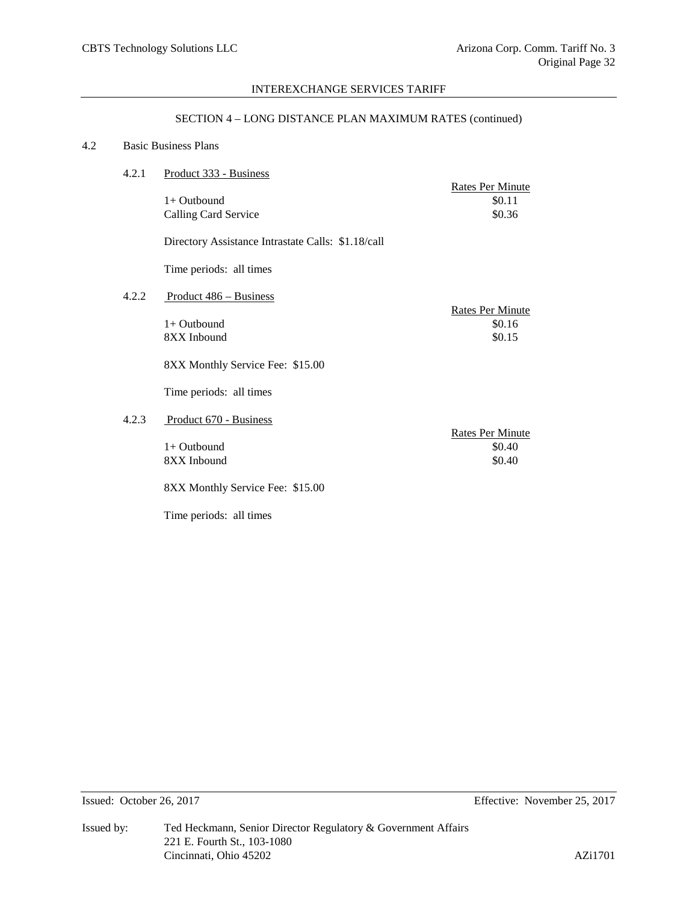## SECTION 4 – LONG DISTANCE PLAN MAXIMUM RATES (continued)

### 4.2 Basic Business Plans

#### 4.2.1 Product 333 - Business

| | Rates Per Minute |
|---|---|
| 1+ Outbound | $0.11 |
| Calling Card Service | $0.36 |

Directory Assistance Intrastate Calls: $1.18/call

Time periods: all times

#### 4.2.2 Product 486 – Business

| | Rates Per Minute |
|---|---|
| 1+ Outbound | $0.16 |
| 8XX Inbound | $0.15 |

8XX Monthly Service Fee: $15.00

Time periods: all times

#### 4.2.3 Product 670 - Business

| | Rates Per Minute |
|---|---|
| 1+ Outbound | $0.40 |
| 8XX Inbound | $0.40 |

8XX Monthly Service Fee: $15.00

Time periods: all times

Issued: October 26, 2017 Effective: November 25, 2017

Issued by: Ted Heckmann, Senior Director Regulatory & Government Affairs
221 E. Fourth St., 103-1080
Cincinnati, Ohio 45202 AZi1701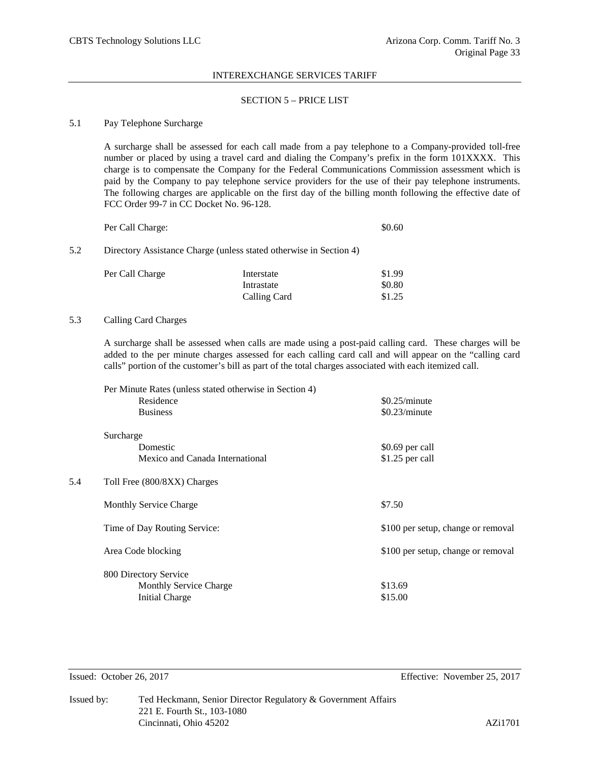INTEREXCHANGE SERVICES TARIFF

## SECTION 5 – PRICE LIST

### 5.1 Pay Telephone Surcharge

A surcharge shall be assessed for each call made from a pay telephone to a Company-provided toll-free number or placed by using a travel card and dialing the Company's prefix in the form 101XXXX. This charge is to compensate the Company for the Federal Communications Commission assessment which is paid by the Company to pay telephone service providers for the use of their pay telephone instruments. The following charges are applicable on the first day of the billing month following the effective date of FCC Order 99-7 in CC Docket No. 96-128.

| | |
|---|---|
| Per Call Charge: | $0.60 |

### 5.2 Directory Assistance Charge (unless stated otherwise in Section 4)

| | | |
|---|---|---|
| Per Call Charge | Interstate | $1.99 |
| | Intrastate | $0.80 |
| | Calling Card | $1.25 |

### 5.3 Calling Card Charges

A surcharge shall be assessed when calls are made using a post-paid calling card. These charges will be added to the per minute charges assessed for each calling card call and will appear on the "calling card calls" portion of the customer's bill as part of the total charges associated with each itemized call.

| | |
|---|---|
| Per Minute Rates (unless stated otherwise in Section 4) | |
| Residence | $0.25/minute |
| Business | $0.23/minute |
| Surcharge | |
| Domestic | $0.69 per call |
| Mexico and Canada International | $1.25 per call |

### 5.4 Toll Free (800/8XX) Charges

| | |
|---|---|
| Monthly Service Charge | $7.50 |
| Time of Day Routing Service: | $100 per setup, change or removal |
| Area Code blocking | $100 per setup, change or removal |
| 800 Directory Service | |
| Monthly Service Charge | $13.69 |
| Initial Charge | $15.00 |

Issued: October 26, 2017 Effective: November 25, 2017

Issued by: Ted Heckmann, Senior Director Regulatory & Government Affairs
221 E. Fourth St., 103-1080
Cincinnati, Ohio 45202

AZi1701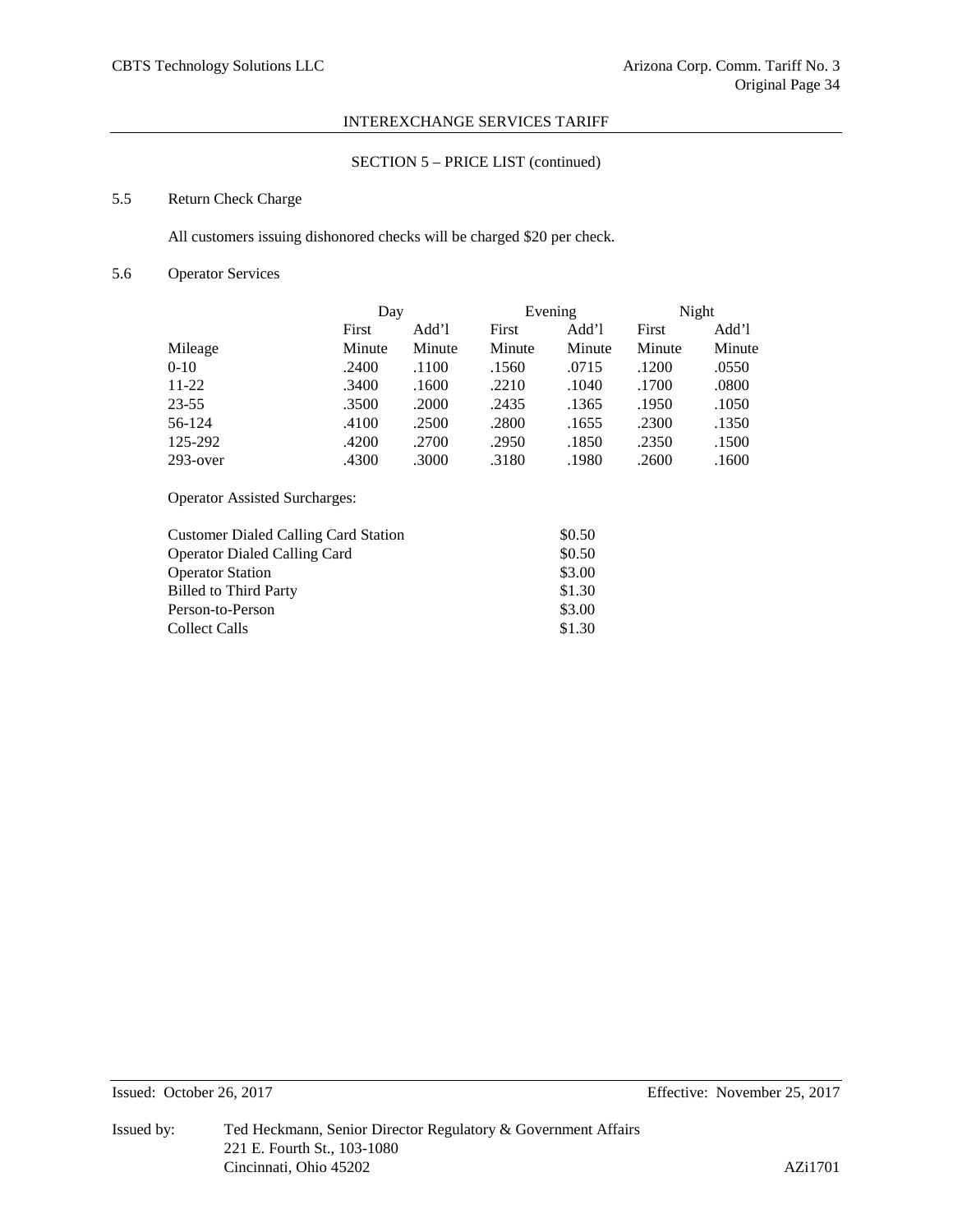## SECTION 5 – PRICE LIST (continued)

### 5.5 Return Check Charge

All customers issuing dishonored checks will be charged $20 per check.

### 5.6 Operator Services

| | Day | | Evening | | Night | |
|---|---|---|---|---|---|---|
| Mileage | First Minute | Add'l Minute | First Minute | Add'l Minute | First Minute | Add'l Minute |
| 0-10 | .2400 | .1100 | .1560 | .0715 | .1200 | .0550 |
| 11-22 | .3400 | .1600 | .2210 | .1040 | .1700 | .0800 |
| 23-55 | .3500 | .2000 | .2435 | .1365 | .1950 | .1050 |
| 56-124 | .4100 | .2500 | .2800 | .1655 | .2300 | .1350 |
| 125-292 | .4200 | .2700 | .2950 | .1850 | .2350 | .1500 |
| 293-over | .4300 | .3000 | .3180 | .1980 | .2600 | .1600 |

Operator Assisted Surcharges:

| | |
|---|---|
| Customer Dialed Calling Card Station | $0.50 |
| Operator Dialed Calling Card | $0.50 |
| Operator Station | $3.00 |
| Billed to Third Party | $1.30 |
| Person-to-Person | $3.00 |
| Collect Calls | $1.30 |

Issued: October 26, 2017 Effective: November 25, 2017

Issued by: Ted Heckmann, Senior Director Regulatory & Government Affairs
221 E. Fourth St., 103-1080
Cincinnati, Ohio 45202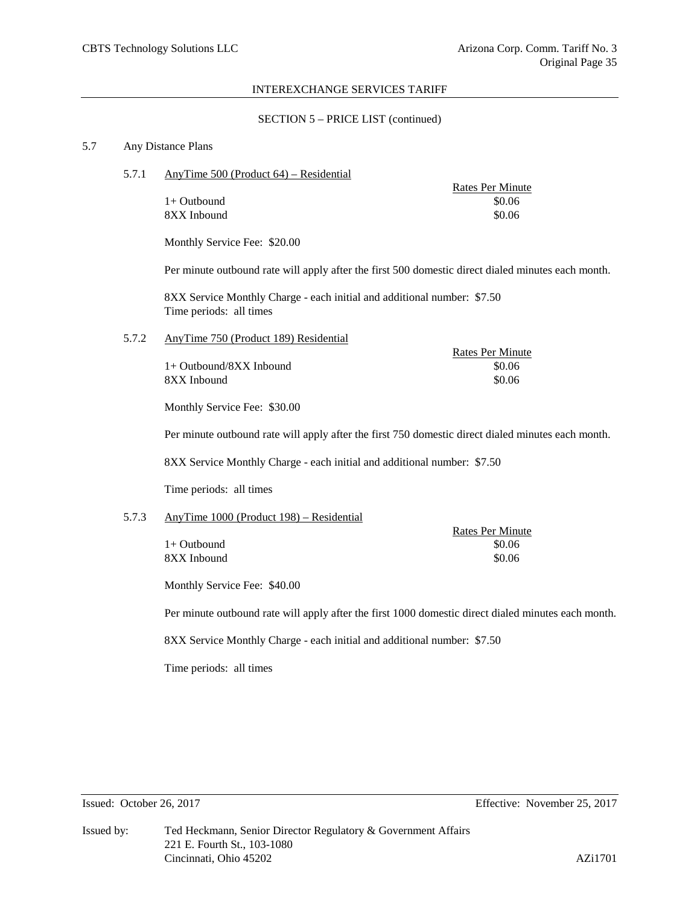INTEREXCHANGE SERVICES TARIFF

SECTION 5 – PRICE LIST (continued)

5.7 Any Distance Plans

5.7.1 AnyTime 500 (Product 64) – Residential

| | Rates Per Minute |
|---|---|
| 1+ Outbound | \$0.06 |
| 8XX Inbound | \$0.06 |

Monthly Service Fee: \$20.00

Per minute outbound rate will apply after the first 500 domestic direct dialed minutes each month.

8XX Service Monthly Charge - each initial and additional number: \$7.50
Time periods: all times

5.7.2 AnyTime 750 (Product 189) Residential

| | Rates Per Minute |
|---|---|
| 1+ Outbound/8XX Inbound | \$0.06 |
| 8XX Inbound | \$0.06 |

Monthly Service Fee: \$30.00

Per minute outbound rate will apply after the first 750 domestic direct dialed minutes each month.

8XX Service Monthly Charge - each initial and additional number: \$7.50

Time periods: all times

5.7.3 AnyTime 1000 (Product 198) – Residential

| | Rates Per Minute |
|---|---|
| 1+ Outbound | \$0.06 |
| 8XX Inbound | \$0.06 |

Monthly Service Fee: \$40.00

Per minute outbound rate will apply after the first 1000 domestic direct dialed minutes each month.

8XX Service Monthly Charge - each initial and additional number: \$7.50

Time periods: all times

Issued: October 26, 2017 Effective: November 25, 2017

Issued by: Ted Heckmann, Senior Director Regulatory & Government Affairs
221 E. Fourth St., 103-1080
Cincinnati, Ohio 45202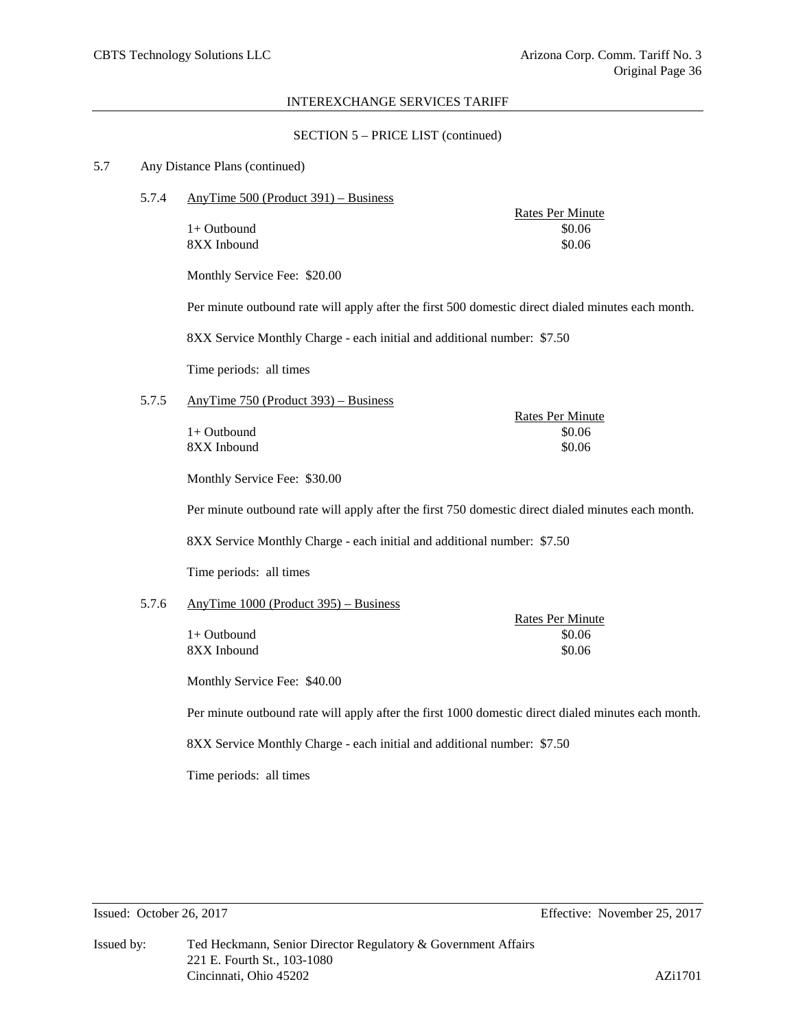## SECTION 5 – PRICE LIST (continued)

5.7 Any Distance Plans (continued)

### 5.7.4 AnyTime 500 (Product 391) – Business

| | Rates Per Minute |
|---|---|
| 1+ Outbound | $0.06 |
| 8XX Inbound | $0.06 |

Monthly Service Fee: $20.00

Per minute outbound rate will apply after the first 500 domestic direct dialed minutes each month.

8XX Service Monthly Charge - each initial and additional number: $7.50

Time periods: all times

### 5.7.5 AnyTime 750 (Product 393) – Business

| | Rates Per Minute |
|---|---|
| 1+ Outbound | $0.06 |
| 8XX Inbound | $0.06 |

Monthly Service Fee: $30.00

Per minute outbound rate will apply after the first 750 domestic direct dialed minutes each month.

8XX Service Monthly Charge - each initial and additional number: $7.50

Time periods: all times

### 5.7.6 AnyTime 1000 (Product 395) – Business

| | Rates Per Minute |
|---|---|
| 1+ Outbound | $0.06 |
| 8XX Inbound | $0.06 |

Monthly Service Fee: $40.00

Per minute outbound rate will apply after the first 1000 domestic direct dialed minutes each month.

8XX Service Monthly Charge - each initial and additional number: $7.50

Time periods: all times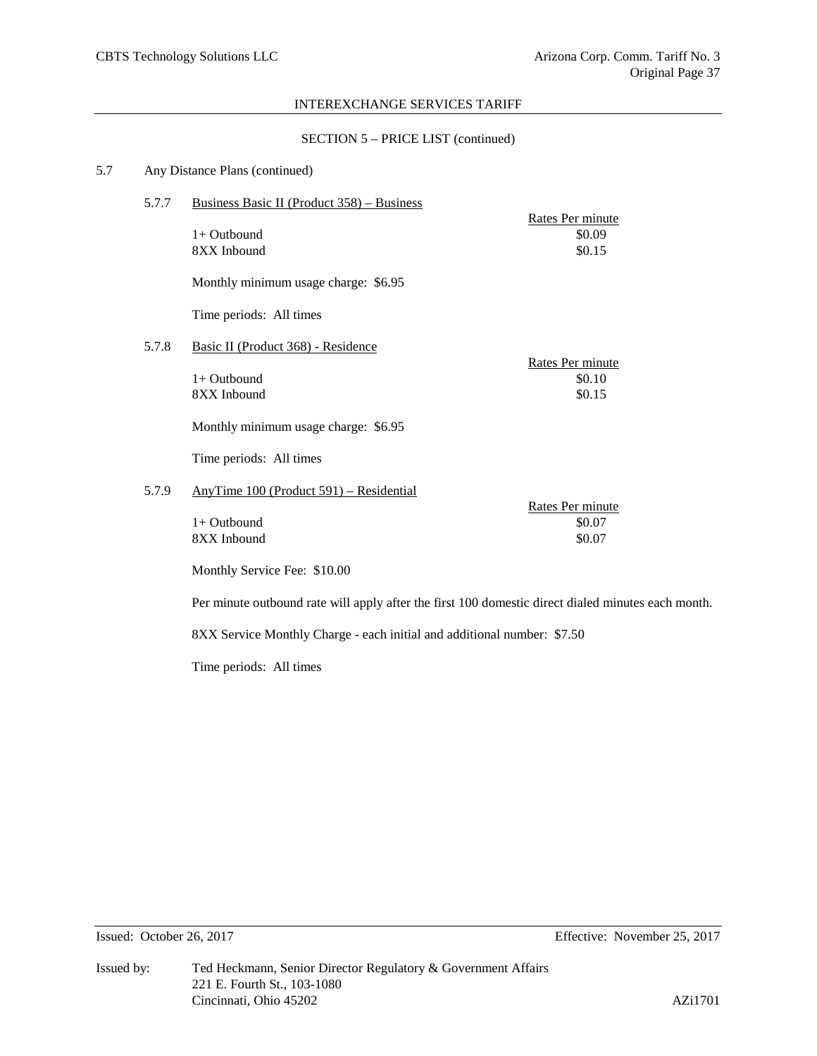SECTION 5 – PRICE LIST (continued)

5.7 Any Distance Plans (continued)

5.7.7 Business Basic II (Product 358) – Business

| | Rates Per minute |
|---|---|
| 1+ Outbound | $0.09 |
| 8XX Inbound | $0.15 |

Monthly minimum usage charge: $6.95

Time periods: All times

5.7.8 Basic II (Product 368) - Residence

| | Rates Per minute |
|---|---|
| 1+ Outbound | $0.10 |
| 8XX Inbound | $0.15 |

Monthly minimum usage charge: $6.95

Time periods: All times

5.7.9 AnyTime 100 (Product 591) – Residential

| | Rates Per minute |
|---|---|
| 1+ Outbound | $0.07 |
| 8XX Inbound | $0.07 |

Monthly Service Fee: $10.00

Per minute outbound rate will apply after the first 100 domestic direct dialed minutes each month.

8XX Service Monthly Charge - each initial and additional number: $7.50

Time periods: All times

Issued: October 26, 2017 Effective: November 25, 2017

Issued by: Ted Heckmann, Senior Director Regulatory & Government Affairs
221 E. Fourth St., 103-1080
Cincinnati, Ohio 45202 AZi1701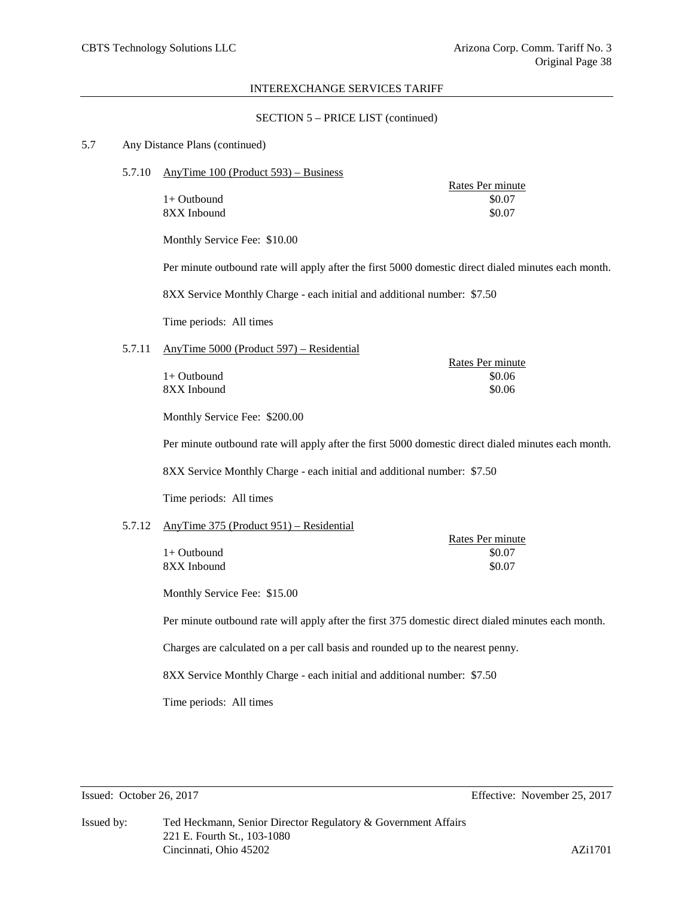SECTION 5 – PRICE LIST (continued)

5.7 Any Distance Plans (continued)

5.7.10 AnyTime 100 (Product 593) – Business

| | Rates Per minute |
|---|---|
| 1+ Outbound | $0.07 |
| 8XX Inbound | $0.07 |

Monthly Service Fee: $10.00

Per minute outbound rate will apply after the first 5000 domestic direct dialed minutes each month.

8XX Service Monthly Charge - each initial and additional number: $7.50

Time periods: All times

5.7.11 AnyTime 5000 (Product 597) – Residential

| | Rates Per minute |
|---|---|
| 1+ Outbound | $0.06 |
| 8XX Inbound | $0.06 |

Monthly Service Fee: $200.00

Per minute outbound rate will apply after the first 5000 domestic direct dialed minutes each month.

8XX Service Monthly Charge - each initial and additional number: $7.50

Time periods: All times

5.7.12 AnyTime 375 (Product 951) – Residential

| | Rates Per minute |
|---|---|
| 1+ Outbound | $0.07 |
| 8XX Inbound | $0.07 |

Monthly Service Fee: $15.00

Per minute outbound rate will apply after the first 375 domestic direct dialed minutes each month.

Charges are calculated on a per call basis and rounded up to the nearest penny.

8XX Service Monthly Charge - each initial and additional number: $7.50

Time periods: All times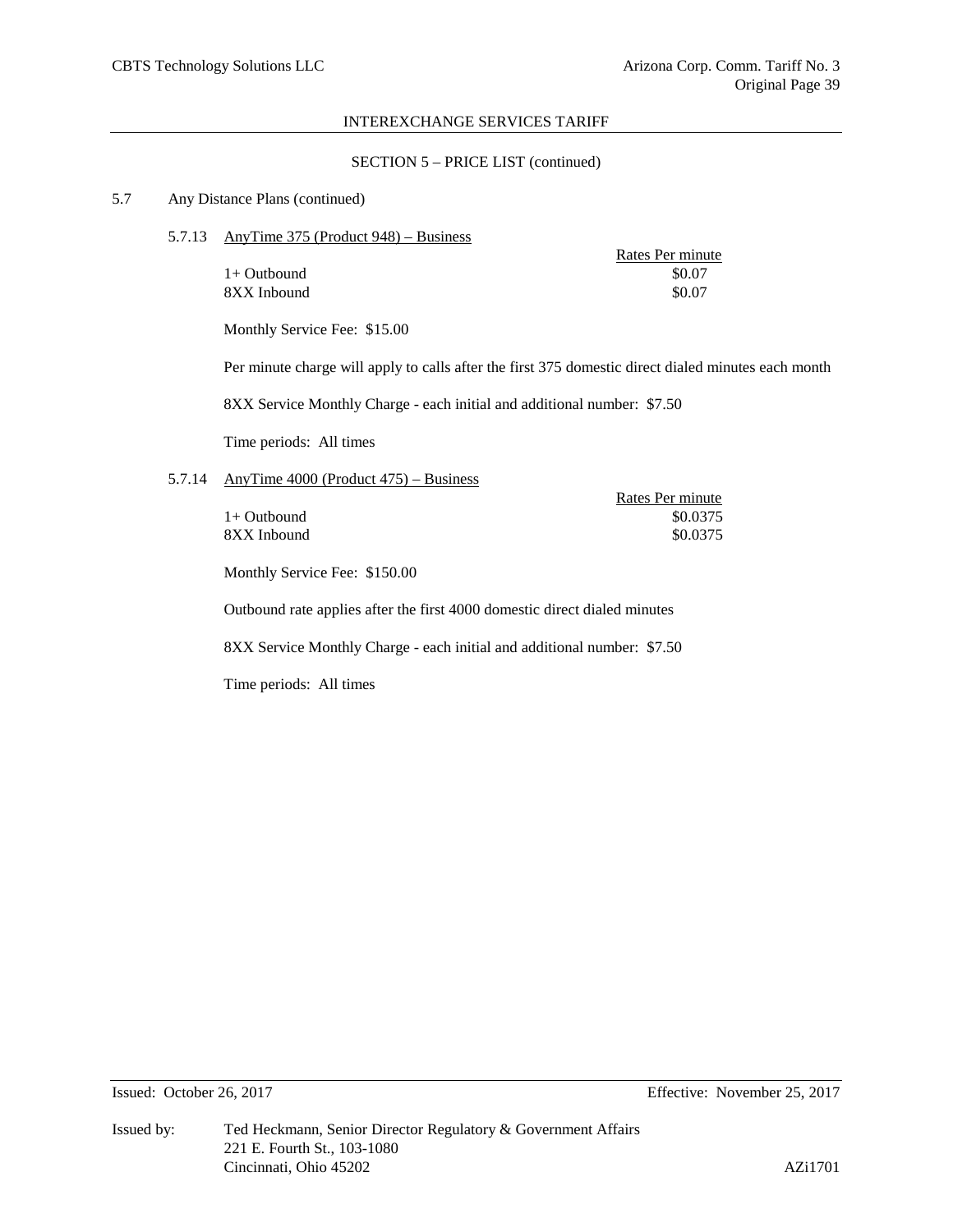## SECTION 5 – PRICE LIST (continued)

5.7 Any Distance Plans (continued)

5.7.13 AnyTime 375 (Product 948) – Business

| | Rates Per minute |
|---|---|
| 1+ Outbound | $0.07 |
| 8XX Inbound | $0.07 |

Monthly Service Fee: $15.00

Per minute charge will apply to calls after the first 375 domestic direct dialed minutes each month

8XX Service Monthly Charge - each initial and additional number: $7.50

Time periods: All times

5.7.14 AnyTime 4000 (Product 475) – Business

| | Rates Per minute |
|---|---|
| 1+ Outbound | $0.0375 |
| 8XX Inbound | $0.0375 |

Monthly Service Fee: $150.00

Outbound rate applies after the first 4000 domestic direct dialed minutes

8XX Service Monthly Charge - each initial and additional number: $7.50

Time periods: All times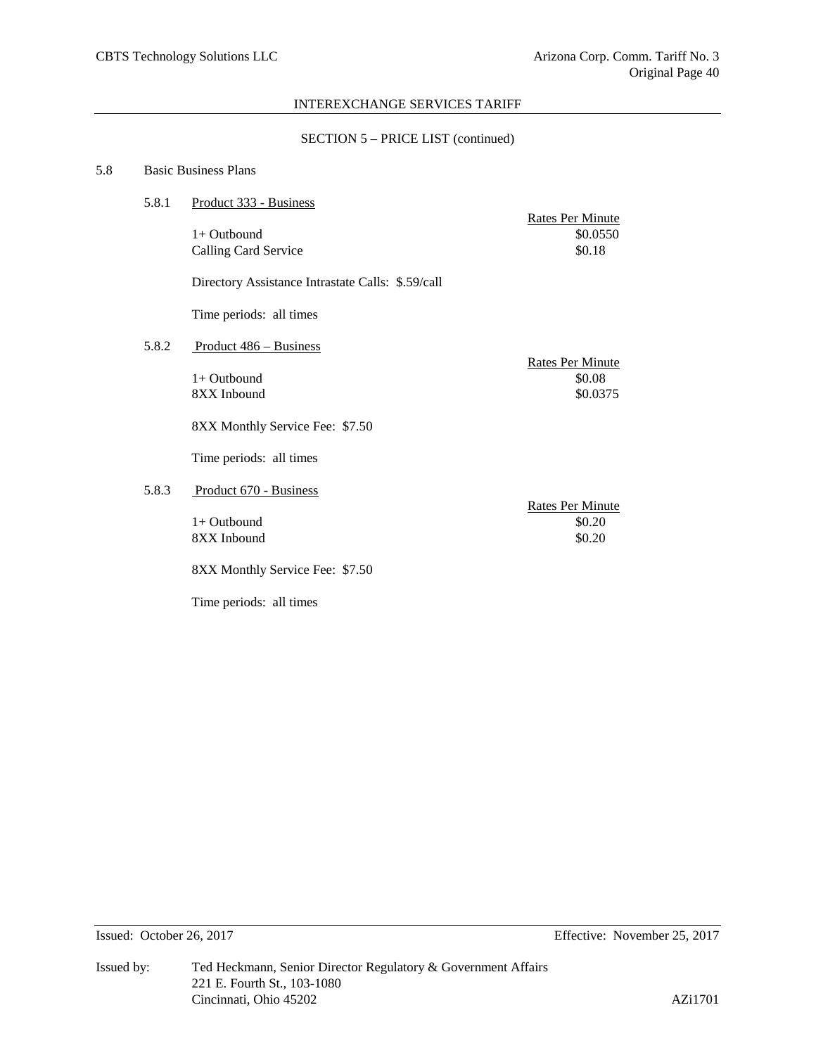INTEREXCHANGE SERVICES TARIFF

SECTION 5 – PRICE LIST (continued)

## 5.8 Basic Business Plans

### 5.8.1 Product 333 - Business

| | Rates Per Minute |
|---|---|
| 1+ Outbound | $0.0550 |
| Calling Card Service | $0.18 |

Directory Assistance Intrastate Calls: $.59/call

Time periods: all times

### 5.8.2 Product 486 – Business

| | Rates Per Minute |
|---|---|
| 1+ Outbound | $0.08 |
| 8XX Inbound | $0.0375 |

8XX Monthly Service Fee: $7.50

Time periods: all times

### 5.8.3 Product 670 - Business

| | Rates Per Minute |
|---|---|
| 1+ Outbound | $0.20 |
| 8XX Inbound | $0.20 |

8XX Monthly Service Fee: $7.50

Time periods: all times

Issued: October 26, 2017 Effective: November 25, 2017

Issued by: Ted Heckmann, Senior Director Regulatory & Government Affairs
221 E. Fourth St., 103-1080
Cincinnati, Ohio 45202 AZi1701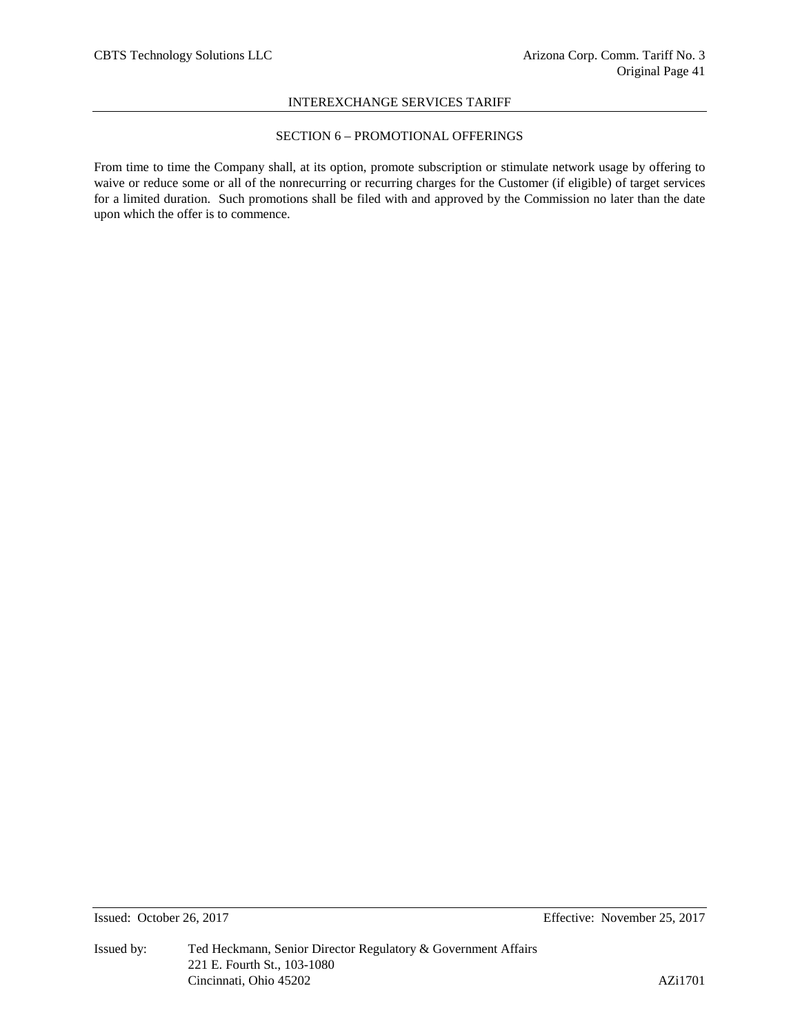## SECTION 6 – PROMOTIONAL OFFERINGS

From time to time the Company shall, at its option, promote subscription or stimulate network usage by offering to waive or reduce some or all of the nonrecurring or recurring charges for the Customer (if eligible) of target services for a limited duration. Such promotions shall be filed with and approved by the Commission no later than the date upon which the offer is to commence.